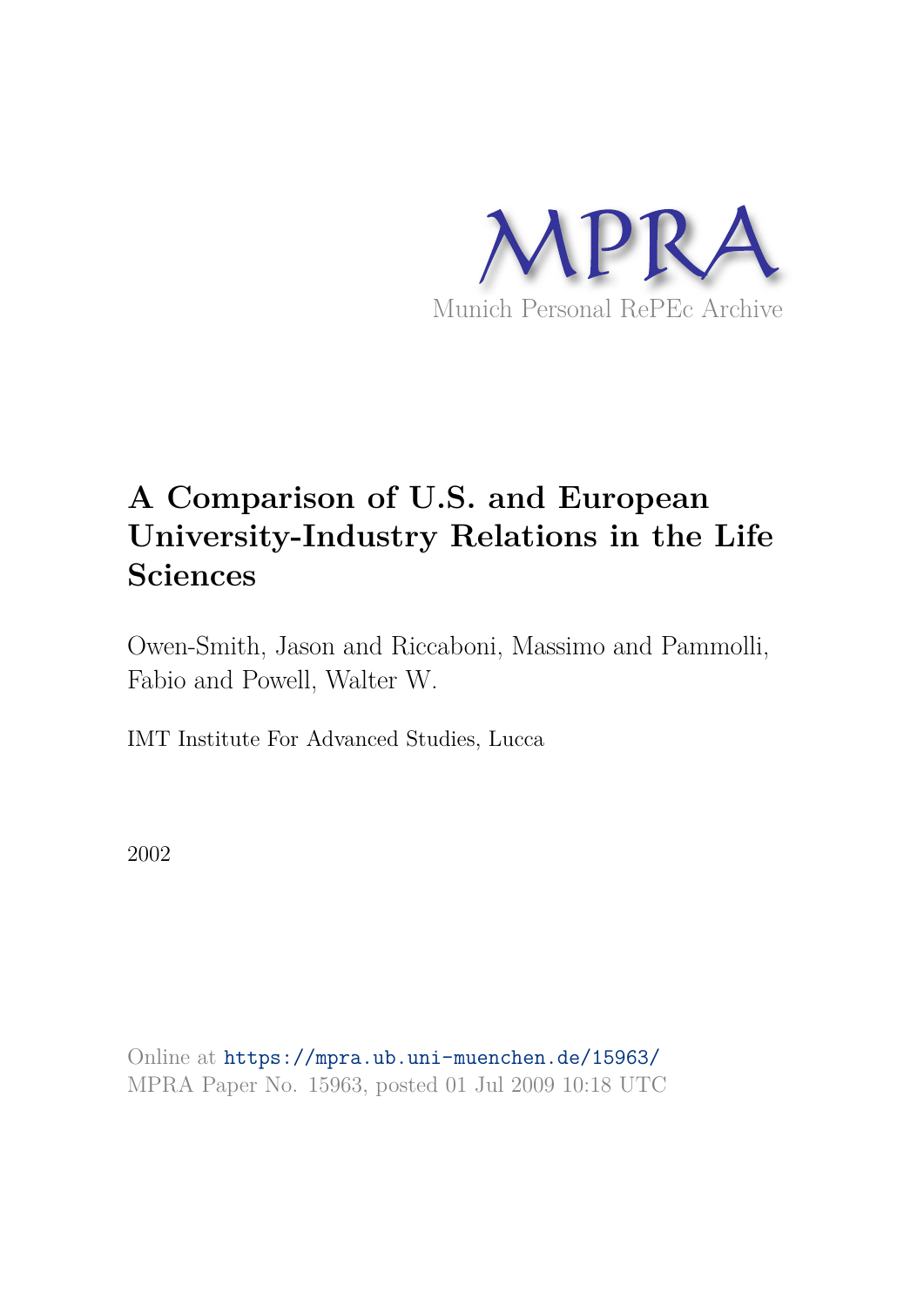MPRA

Munich Personal RePEc Archive

# A Comparison of U.S. and European University-Industry Relations in the Life Sciences

Owen-Smith, Jason and Riccaboni, Massimo and Pammolli, Fabio and Powell, Walter W.

IMT Institute For Advanced Studies, Lucca

2002

Online at https://mpra.ub.uni-muenchen.de/15963/
MPRA Paper No. 15963, posted 01 Jul 2009 10:18 UTC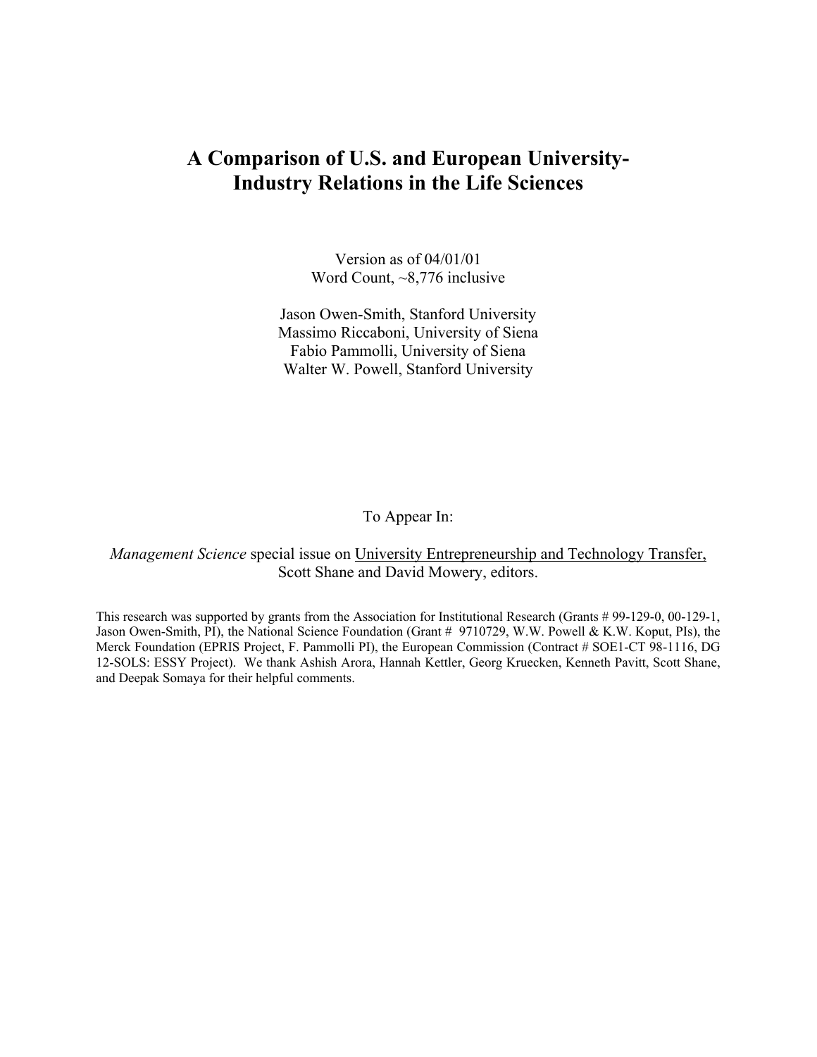# A Comparison of U.S. and European University-Industry Relations in the Life Sciences

Version as of 04/01/01
Word Count, ~8,776 inclusive

Jason Owen-Smith, Stanford University
Massimo Riccaboni, University of Siena
Fabio Pammolli, University of Siena
Walter W. Powell, Stanford University

To Appear In:

*Management Science* special issue on University Entrepreneurship and Technology Transfer, Scott Shane and David Mowery, editors.

This research was supported by grants from the Association for Institutional Research (Grants # 99-129-0, 00-129-1, Jason Owen-Smith, PI), the National Science Foundation (Grant # 9710729, W.W. Powell & K.W. Koput, PIs), the Merck Foundation (EPRIS Project, F. Pammolli PI), the European Commission (Contract # SOE1-CT 98-1116, DG 12-SOLS: ESSY Project). We thank Ashish Arora, Hannah Kettler, Georg Kruecken, Kenneth Pavitt, Scott Shane, and Deepak Somaya for their helpful comments.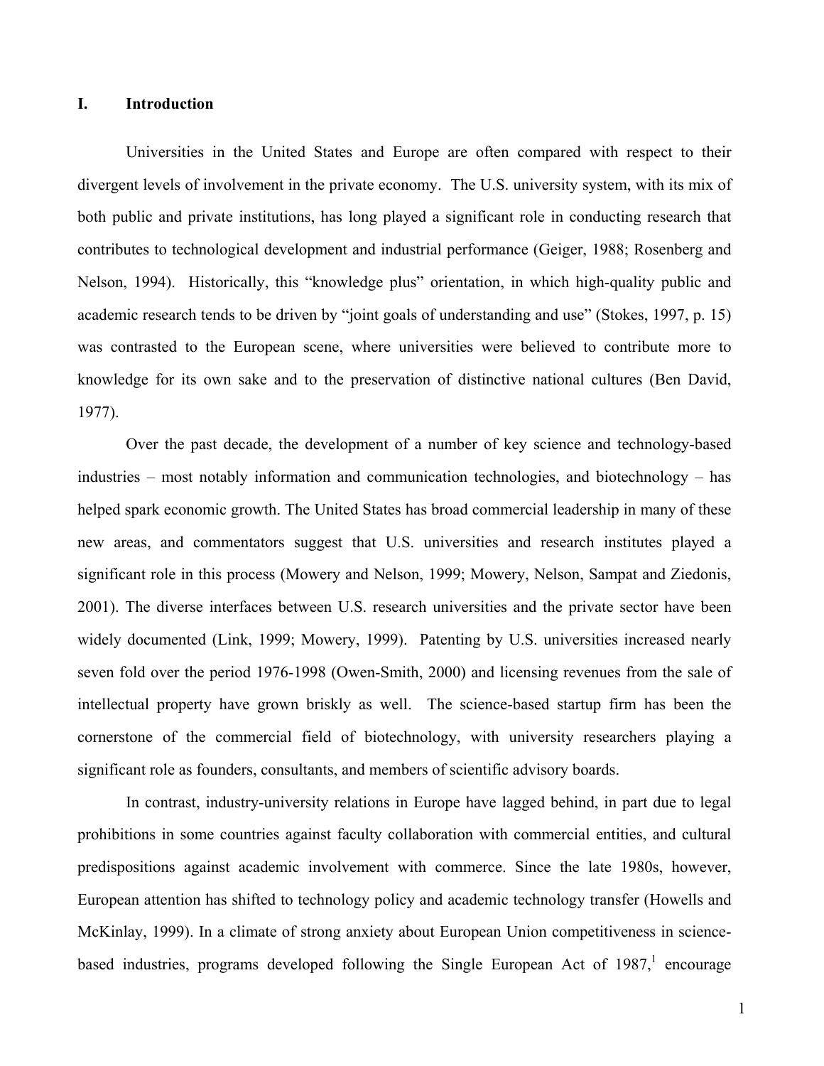# I. Introduction

Universities in the United States and Europe are often compared with respect to their divergent levels of involvement in the private economy. The U.S. university system, with its mix of both public and private institutions, has long played a significant role in conducting research that contributes to technological development and industrial performance (Geiger, 1988; Rosenberg and Nelson, 1994). Historically, this "knowledge plus" orientation, in which high-quality public and academic research tends to be driven by "joint goals of understanding and use" (Stokes, 1997, p. 15) was contrasted to the European scene, where universities were believed to contribute more to knowledge for its own sake and to the preservation of distinctive national cultures (Ben David, 1977).

Over the past decade, the development of a number of key science and technology-based industries – most notably information and communication technologies, and biotechnology – has helped spark economic growth. The United States has broad commercial leadership in many of these new areas, and commentators suggest that U.S. universities and research institutes played a significant role in this process (Mowery and Nelson, 1999; Mowery, Nelson, Sampat and Ziedonis, 2001). The diverse interfaces between U.S. research universities and the private sector have been widely documented (Link, 1999; Mowery, 1999). Patenting by U.S. universities increased nearly seven fold over the period 1976-1998 (Owen-Smith, 2000) and licensing revenues from the sale of intellectual property have grown briskly as well. The science-based startup firm has been the cornerstone of the commercial field of biotechnology, with university researchers playing a significant role as founders, consultants, and members of scientific advisory boards.

In contrast, industry-university relations in Europe have lagged behind, in part due to legal prohibitions in some countries against faculty collaboration with commercial entities, and cultural predispositions against academic involvement with commerce. Since the late 1980s, however, European attention has shifted to technology policy and academic technology transfer (Howells and McKinlay, 1999). In a climate of strong anxiety about European Union competitiveness in science-based industries, programs developed following the Single European Act of 1987,[1] encourage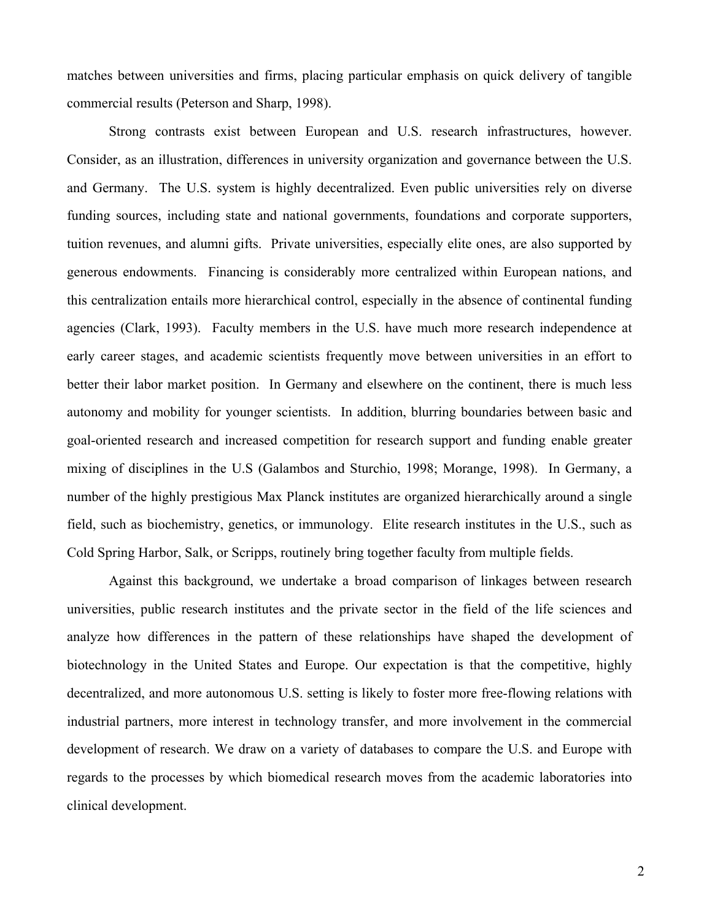matches between universities and firms, placing particular emphasis on quick delivery of tangible commercial results (Peterson and Sharp, 1998).

Strong contrasts exist between European and U.S. research infrastructures, however. Consider, as an illustration, differences in university organization and governance between the U.S. and Germany. The U.S. system is highly decentralized. Even public universities rely on diverse funding sources, including state and national governments, foundations and corporate supporters, tuition revenues, and alumni gifts. Private universities, especially elite ones, are also supported by generous endowments. Financing is considerably more centralized within European nations, and this centralization entails more hierarchical control, especially in the absence of continental funding agencies (Clark, 1993). Faculty members in the U.S. have much more research independence at early career stages, and academic scientists frequently move between universities in an effort to better their labor market position. In Germany and elsewhere on the continent, there is much less autonomy and mobility for younger scientists. In addition, blurring boundaries between basic and goal-oriented research and increased competition for research support and funding enable greater mixing of disciplines in the U.S (Galambos and Sturchio, 1998; Morange, 1998). In Germany, a number of the highly prestigious Max Planck institutes are organized hierarchically around a single field, such as biochemistry, genetics, or immunology. Elite research institutes in the U.S., such as Cold Spring Harbor, Salk, or Scripps, routinely bring together faculty from multiple fields.

Against this background, we undertake a broad comparison of linkages between research universities, public research institutes and the private sector in the field of the life sciences and analyze how differences in the pattern of these relationships have shaped the development of biotechnology in the United States and Europe. Our expectation is that the competitive, highly decentralized, and more autonomous U.S. setting is likely to foster more free-flowing relations with industrial partners, more interest in technology transfer, and more involvement in the commercial development of research. We draw on a variety of databases to compare the U.S. and Europe with regards to the processes by which biomedical research moves from the academic laboratories into clinical development.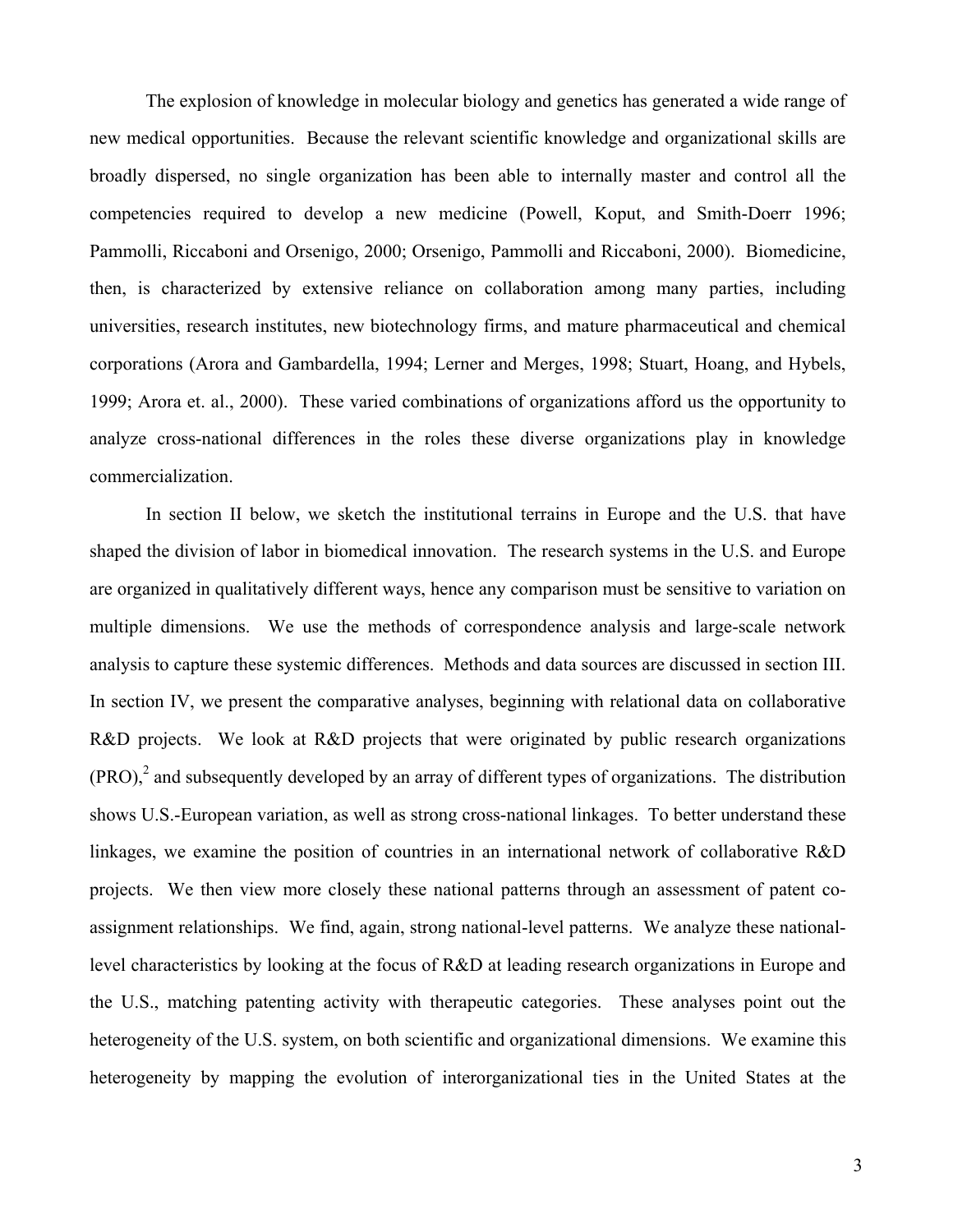The explosion of knowledge in molecular biology and genetics has generated a wide range of new medical opportunities. Because the relevant scientific knowledge and organizational skills are broadly dispersed, no single organization has been able to internally master and control all the competencies required to develop a new medicine (Powell, Koput, and Smith-Doerr 1996; Pammolli, Riccaboni and Orsenigo, 2000; Orsenigo, Pammolli and Riccaboni, 2000). Biomedicine, then, is characterized by extensive reliance on collaboration among many parties, including universities, research institutes, new biotechnology firms, and mature pharmaceutical and chemical corporations (Arora and Gambardella, 1994; Lerner and Merges, 1998; Stuart, Hoang, and Hybels, 1999; Arora et. al., 2000). These varied combinations of organizations afford us the opportunity to analyze cross-national differences in the roles these diverse organizations play in knowledge commercialization.

In section II below, we sketch the institutional terrains in Europe and the U.S. that have shaped the division of labor in biomedical innovation. The research systems in the U.S. and Europe are organized in qualitatively different ways, hence any comparison must be sensitive to variation on multiple dimensions. We use the methods of correspondence analysis and large-scale network analysis to capture these systemic differences. Methods and data sources are discussed in section III. In section IV, we present the comparative analyses, beginning with relational data on collaborative R&D projects. We look at R&D projects that were originated by public research organizations (PRO),[2] and subsequently developed by an array of different types of organizations. The distribution shows U.S.-European variation, as well as strong cross-national linkages. To better understand these linkages, we examine the position of countries in an international network of collaborative R&D projects. We then view more closely these national patterns through an assessment of patent co-assignment relationships. We find, again, strong national-level patterns. We analyze these national-level characteristics by looking at the focus of R&D at leading research organizations in Europe and the U.S., matching patenting activity with therapeutic categories. These analyses point out the heterogeneity of the U.S. system, on both scientific and organizational dimensions. We examine this heterogeneity by mapping the evolution of interorganizational ties in the United States at the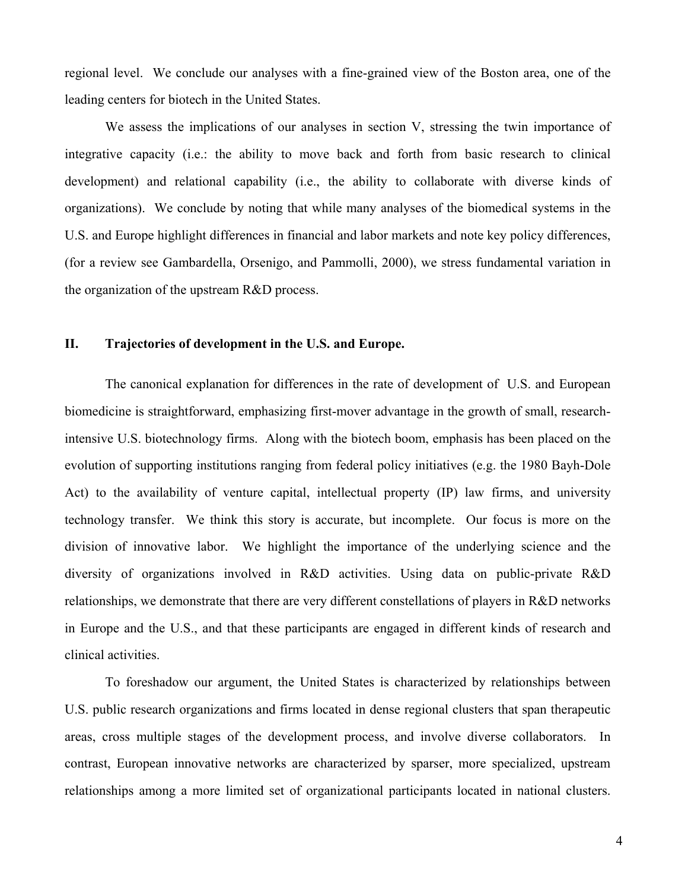regional level. We conclude our analyses with a fine-grained view of the Boston area, one of the leading centers for biotech in the United States.

We assess the implications of our analyses in section V, stressing the twin importance of integrative capacity (i.e.: the ability to move back and forth from basic research to clinical development) and relational capability (i.e., the ability to collaborate with diverse kinds of organizations). We conclude by noting that while many analyses of the biomedical systems in the U.S. and Europe highlight differences in financial and labor markets and note key policy differences, (for a review see Gambardella, Orsenigo, and Pammolli, 2000), we stress fundamental variation in the organization of the upstream R&D process.

## II. Trajectories of development in the U.S. and Europe.

The canonical explanation for differences in the rate of development of U.S. and European biomedicine is straightforward, emphasizing first-mover advantage in the growth of small, research-intensive U.S. biotechnology firms. Along with the biotech boom, emphasis has been placed on the evolution of supporting institutions ranging from federal policy initiatives (e.g. the 1980 Bayh-Dole Act) to the availability of venture capital, intellectual property (IP) law firms, and university technology transfer. We think this story is accurate, but incomplete. Our focus is more on the division of innovative labor. We highlight the importance of the underlying science and the diversity of organizations involved in R&D activities. Using data on public-private R&D relationships, we demonstrate that there are very different constellations of players in R&D networks in Europe and the U.S., and that these participants are engaged in different kinds of research and clinical activities.

To foreshadow our argument, the United States is characterized by relationships between U.S. public research organizations and firms located in dense regional clusters that span therapeutic areas, cross multiple stages of the development process, and involve diverse collaborators. In contrast, European innovative networks are characterized by sparser, more specialized, upstream relationships among a more limited set of organizational participants located in national clusters.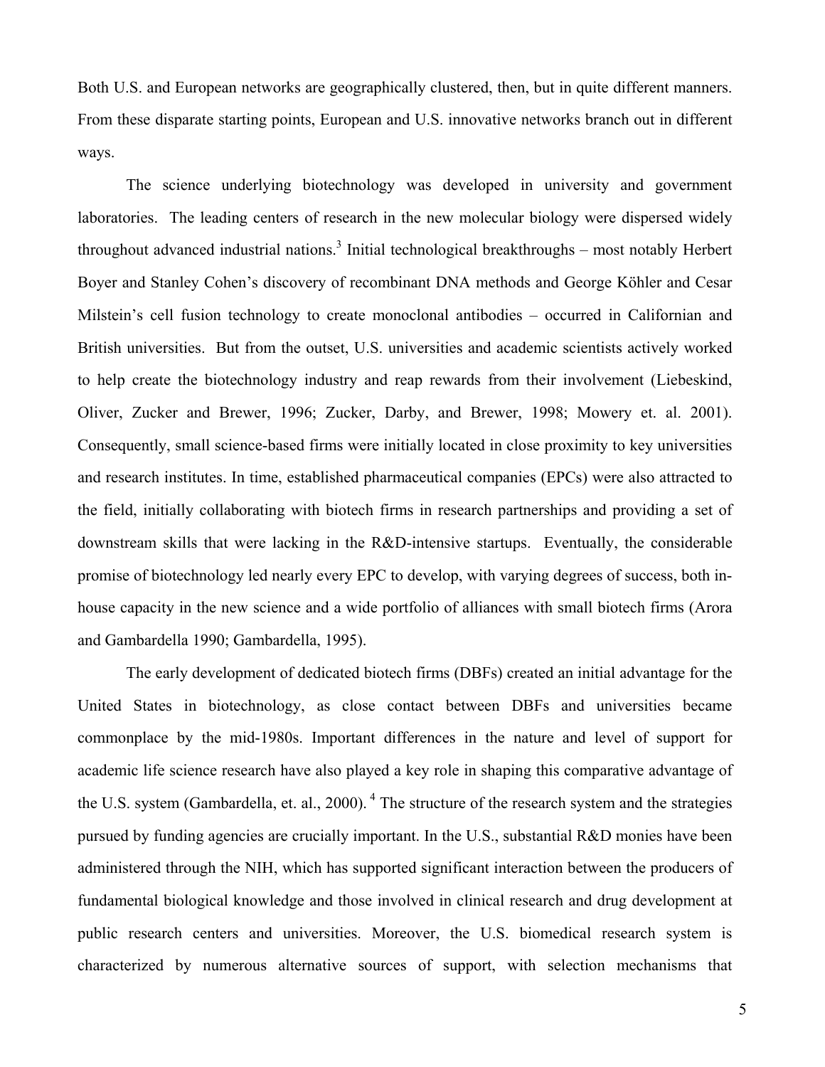Both U.S. and European networks are geographically clustered, then, but in quite different manners. From these disparate starting points, European and U.S. innovative networks branch out in different ways.

The science underlying biotechnology was developed in university and government laboratories. The leading centers of research in the new molecular biology were dispersed widely throughout advanced industrial nations.[3] Initial technological breakthroughs – most notably Herbert Boyer and Stanley Cohen's discovery of recombinant DNA methods and George Köhler and Cesar Milstein's cell fusion technology to create monoclonal antibodies – occurred in Californian and British universities. But from the outset, U.S. universities and academic scientists actively worked to help create the biotechnology industry and reap rewards from their involvement (Liebeskind, Oliver, Zucker and Brewer, 1996; Zucker, Darby, and Brewer, 1998; Mowery et. al. 2001). Consequently, small science-based firms were initially located in close proximity to key universities and research institutes. In time, established pharmaceutical companies (EPCs) were also attracted to the field, initially collaborating with biotech firms in research partnerships and providing a set of downstream skills that were lacking in the R&D-intensive startups. Eventually, the considerable promise of biotechnology led nearly every EPC to develop, with varying degrees of success, both in-house capacity in the new science and a wide portfolio of alliances with small biotech firms (Arora and Gambardella 1990; Gambardella, 1995).

The early development of dedicated biotech firms (DBFs) created an initial advantage for the United States in biotechnology, as close contact between DBFs and universities became commonplace by the mid-1980s. Important differences in the nature and level of support for academic life science research have also played a key role in shaping this comparative advantage of the U.S. system (Gambardella, et. al., 2000).[4] The structure of the research system and the strategies pursued by funding agencies are crucially important. In the U.S., substantial R&D monies have been administered through the NIH, which has supported significant interaction between the producers of fundamental biological knowledge and those involved in clinical research and drug development at public research centers and universities. Moreover, the U.S. biomedical research system is characterized by numerous alternative sources of support, with selection mechanisms that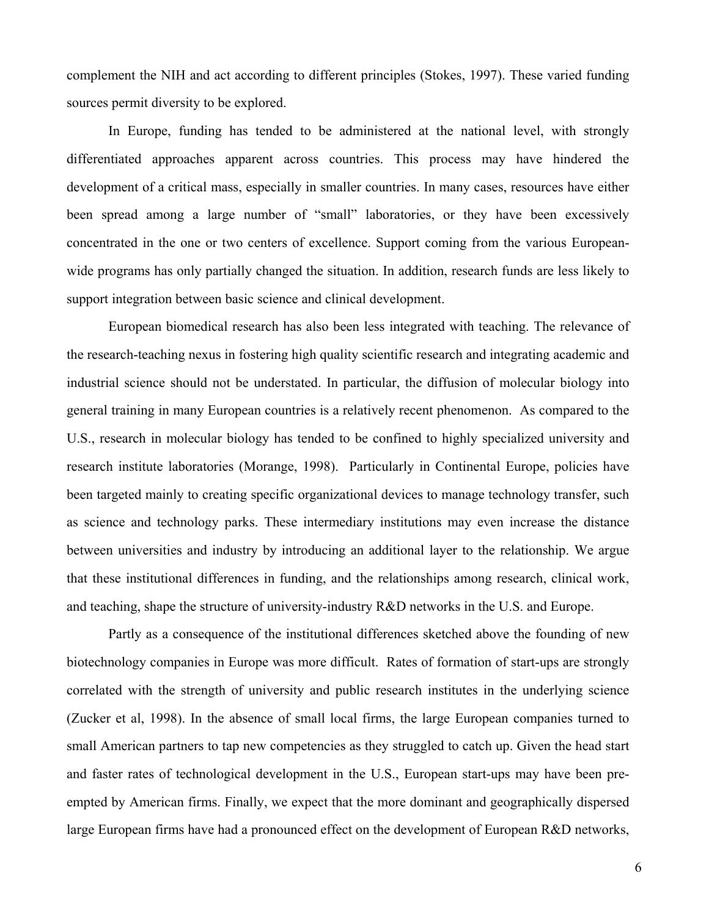complement the NIH and act according to different principles (Stokes, 1997). These varied funding sources permit diversity to be explored.

In Europe, funding has tended to be administered at the national level, with strongly differentiated approaches apparent across countries. This process may have hindered the development of a critical mass, especially in smaller countries. In many cases, resources have either been spread among a large number of "small" laboratories, or they have been excessively concentrated in the one or two centers of excellence. Support coming from the various European-wide programs has only partially changed the situation. In addition, research funds are less likely to support integration between basic science and clinical development.

European biomedical research has also been less integrated with teaching. The relevance of the research-teaching nexus in fostering high quality scientific research and integrating academic and industrial science should not be understated. In particular, the diffusion of molecular biology into general training in many European countries is a relatively recent phenomenon. As compared to the U.S., research in molecular biology has tended to be confined to highly specialized university and research institute laboratories (Morange, 1998). Particularly in Continental Europe, policies have been targeted mainly to creating specific organizational devices to manage technology transfer, such as science and technology parks. These intermediary institutions may even increase the distance between universities and industry by introducing an additional layer to the relationship. We argue that these institutional differences in funding, and the relationships among research, clinical work, and teaching, shape the structure of university-industry R&D networks in the U.S. and Europe.

Partly as a consequence of the institutional differences sketched above the founding of new biotechnology companies in Europe was more difficult. Rates of formation of start-ups are strongly correlated with the strength of university and public research institutes in the underlying science (Zucker et al, 1998). In the absence of small local firms, the large European companies turned to small American partners to tap new competencies as they struggled to catch up. Given the head start and faster rates of technological development in the U.S., European start-ups may have been pre-empted by American firms. Finally, we expect that the more dominant and geographically dispersed large European firms have had a pronounced effect on the development of European R&D networks,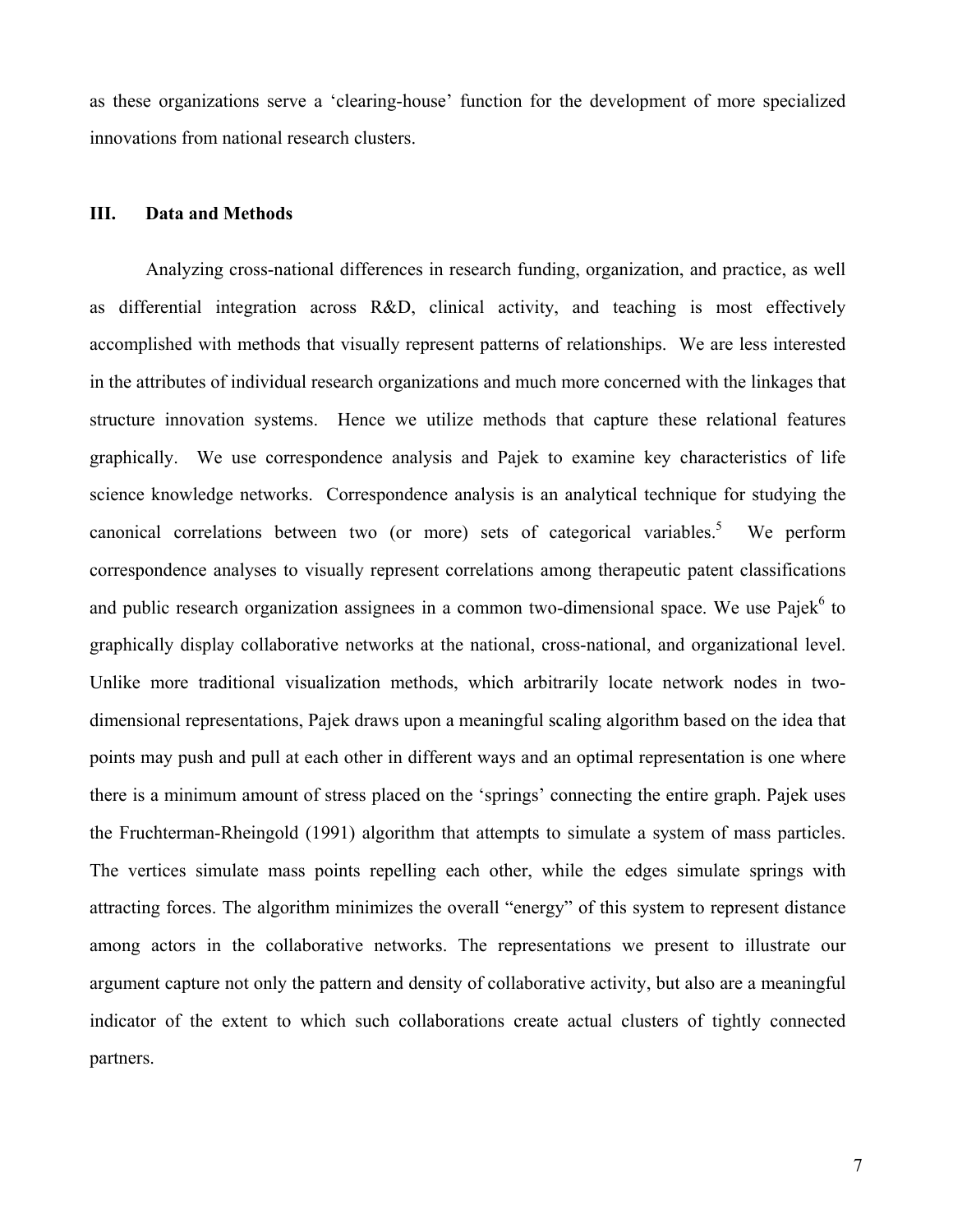as these organizations serve a 'clearing-house' function for the development of more specialized innovations from national research clusters.

## III. Data and Methods

Analyzing cross-national differences in research funding, organization, and practice, as well as differential integration across R&D, clinical activity, and teaching is most effectively accomplished with methods that visually represent patterns of relationships. We are less interested in the attributes of individual research organizations and much more concerned with the linkages that structure innovation systems. Hence we utilize methods that capture these relational features graphically. We use correspondence analysis and Pajek to examine key characteristics of life science knowledge networks. Correspondence analysis is an analytical technique for studying the canonical correlations between two (or more) sets of categorical variables.[5] We perform correspondence analyses to visually represent correlations among therapeutic patent classifications and public research organization assignees in a common two-dimensional space. We use Pajek[6] to graphically display collaborative networks at the national, cross-national, and organizational level. Unlike more traditional visualization methods, which arbitrarily locate network nodes in two-dimensional representations, Pajek draws upon a meaningful scaling algorithm based on the idea that points may push and pull at each other in different ways and an optimal representation is one where there is a minimum amount of stress placed on the 'springs' connecting the entire graph. Pajek uses the Fruchterman-Rheingold (1991) algorithm that attempts to simulate a system of mass particles. The vertices simulate mass points repelling each other, while the edges simulate springs with attracting forces. The algorithm minimizes the overall "energy" of this system to represent distance among actors in the collaborative networks. The representations we present to illustrate our argument capture not only the pattern and density of collaborative activity, but also are a meaningful indicator of the extent to which such collaborations create actual clusters of tightly connected partners.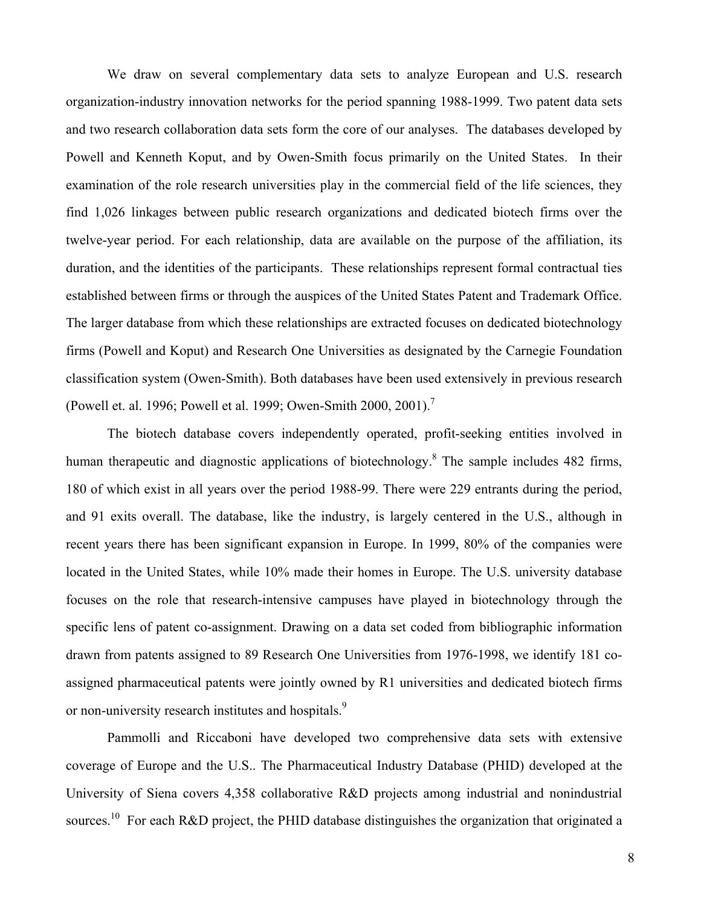We draw on several complementary data sets to analyze European and U.S. research organization-industry innovation networks for the period spanning 1988-1999. Two patent data sets and two research collaboration data sets form the core of our analyses. The databases developed by Powell and Kenneth Koput, and by Owen-Smith focus primarily on the United States. In their examination of the role research universities play in the commercial field of the life sciences, they find 1,026 linkages between public research organizations and dedicated biotech firms over the twelve-year period. For each relationship, data are available on the purpose of the affiliation, its duration, and the identities of the participants. These relationships represent formal contractual ties established between firms or through the auspices of the United States Patent and Trademark Office. The larger database from which these relationships are extracted focuses on dedicated biotechnology firms (Powell and Koput) and Research One Universities as designated by the Carnegie Foundation classification system (Owen-Smith). Both databases have been used extensively in previous research (Powell et. al. 1996; Powell et al. 1999; Owen-Smith 2000, 2001).[7]

The biotech database covers independently operated, profit-seeking entities involved in human therapeutic and diagnostic applications of biotechnology.[8] The sample includes 482 firms, 180 of which exist in all years over the period 1988-99. There were 229 entrants during the period, and 91 exits overall. The database, like the industry, is largely centered in the U.S., although in recent years there has been significant expansion in Europe. In 1999, 80% of the companies were located in the United States, while 10% made their homes in Europe. The U.S. university database focuses on the role that research-intensive campuses have played in biotechnology through the specific lens of patent co-assignment. Drawing on a data set coded from bibliographic information drawn from patents assigned to 89 Research One Universities from 1976-1998, we identify 181 co-assigned pharmaceutical patents were jointly owned by R1 universities and dedicated biotech firms or non-university research institutes and hospitals.[9]

Pammolli and Riccaboni have developed two comprehensive data sets with extensive coverage of Europe and the U.S.. The Pharmaceutical Industry Database (PHID) developed at the University of Siena covers 4,358 collaborative R&D projects among industrial and nonindustrial sources.[10] For each R&D project, the PHID database distinguishes the organization that originated a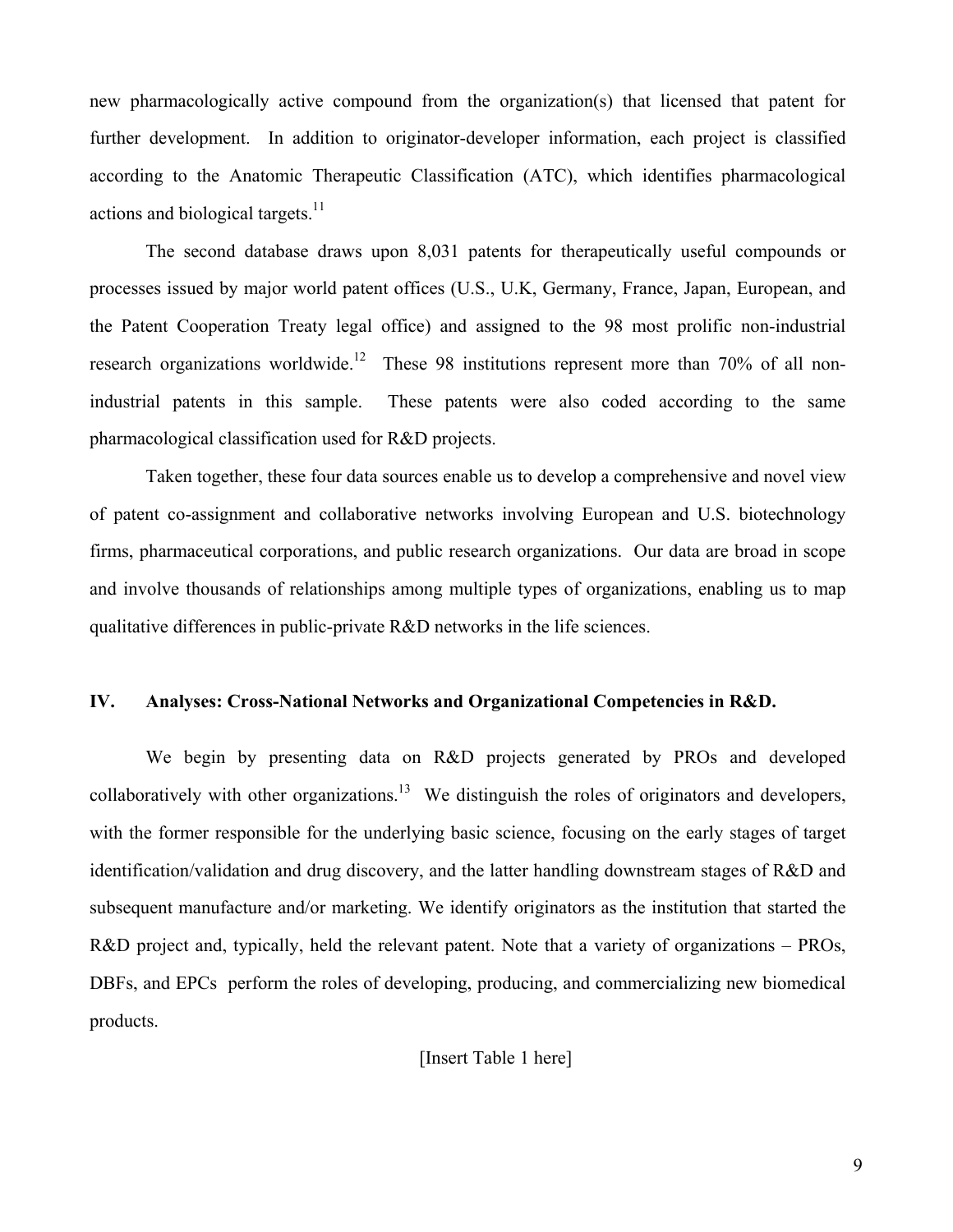new pharmacologically active compound from the organization(s) that licensed that patent for further development. In addition to originator-developer information, each project is classified according to the Anatomic Therapeutic Classification (ATC), which identifies pharmacological actions and biological targets.[11]

The second database draws upon 8,031 patents for therapeutically useful compounds or processes issued by major world patent offices (U.S., U.K, Germany, France, Japan, European, and the Patent Cooperation Treaty legal office) and assigned to the 98 most prolific non-industrial research organizations worldwide.[12] These 98 institutions represent more than 70% of all non-industrial patents in this sample. These patents were also coded according to the same pharmacological classification used for R&D projects.

Taken together, these four data sources enable us to develop a comprehensive and novel view of patent co-assignment and collaborative networks involving European and U.S. biotechnology firms, pharmaceutical corporations, and public research organizations. Our data are broad in scope and involve thousands of relationships among multiple types of organizations, enabling us to map qualitative differences in public-private R&D networks in the life sciences.

## IV. Analyses: Cross-National Networks and Organizational Competencies in R&D.

We begin by presenting data on R&D projects generated by PROs and developed collaboratively with other organizations.[13] We distinguish the roles of originators and developers, with the former responsible for the underlying basic science, focusing on the early stages of target identification/validation and drug discovery, and the latter handling downstream stages of R&D and subsequent manufacture and/or marketing. We identify originators as the institution that started the R&D project and, typically, held the relevant patent. Note that a variety of organizations – PROs, DBFs, and EPCs perform the roles of developing, producing, and commercializing new biomedical products.

[Insert Table 1 here]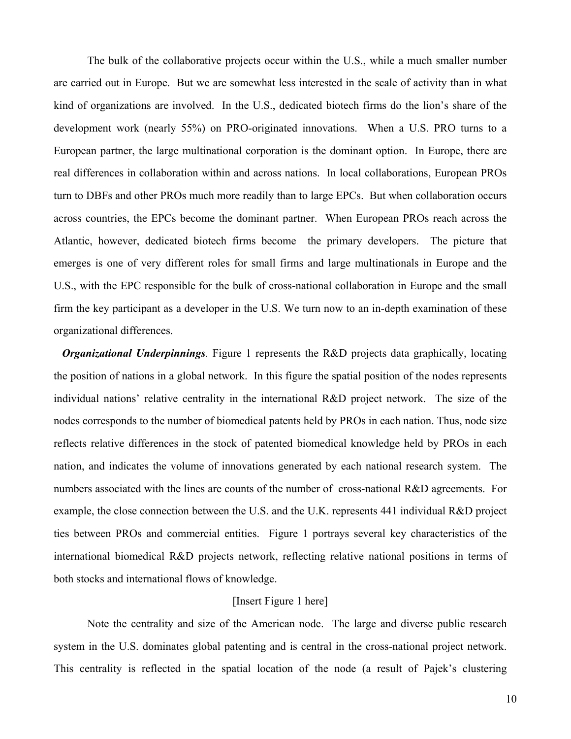The bulk of the collaborative projects occur within the U.S., while a much smaller number are carried out in Europe. But we are somewhat less interested in the scale of activity than in what kind of organizations are involved. In the U.S., dedicated biotech firms do the lion's share of the development work (nearly 55%) on PRO-originated innovations. When a U.S. PRO turns to a European partner, the large multinational corporation is the dominant option. In Europe, there are real differences in collaboration within and across nations. In local collaborations, European PROs turn to DBFs and other PROs much more readily than to large EPCs. But when collaboration occurs across countries, the EPCs become the dominant partner. When European PROs reach across the Atlantic, however, dedicated biotech firms become the primary developers. The picture that emerges is one of very different roles for small firms and large multinationals in Europe and the U.S., with the EPC responsible for the bulk of cross-national collaboration in Europe and the small firm the key participant as a developer in the U.S. We turn now to an in-depth examination of these organizational differences.

***Organizational Underpinnings***. Figure 1 represents the R&D projects data graphically, locating the position of nations in a global network. In this figure the spatial position of the nodes represents individual nations' relative centrality in the international R&D project network. The size of the nodes corresponds to the number of biomedical patents held by PROs in each nation. Thus, node size reflects relative differences in the stock of patented biomedical knowledge held by PROs in each nation, and indicates the volume of innovations generated by each national research system. The numbers associated with the lines are counts of the number of cross-national R&D agreements. For example, the close connection between the U.S. and the U.K. represents 441 individual R&D project ties between PROs and commercial entities. Figure 1 portrays several key characteristics of the international biomedical R&D projects network, reflecting relative national positions in terms of both stocks and international flows of knowledge.

[Insert Figure 1 here]

Note the centrality and size of the American node. The large and diverse public research system in the U.S. dominates global patenting and is central in the cross-national project network. This centrality is reflected in the spatial location of the node (a result of Pajek's clustering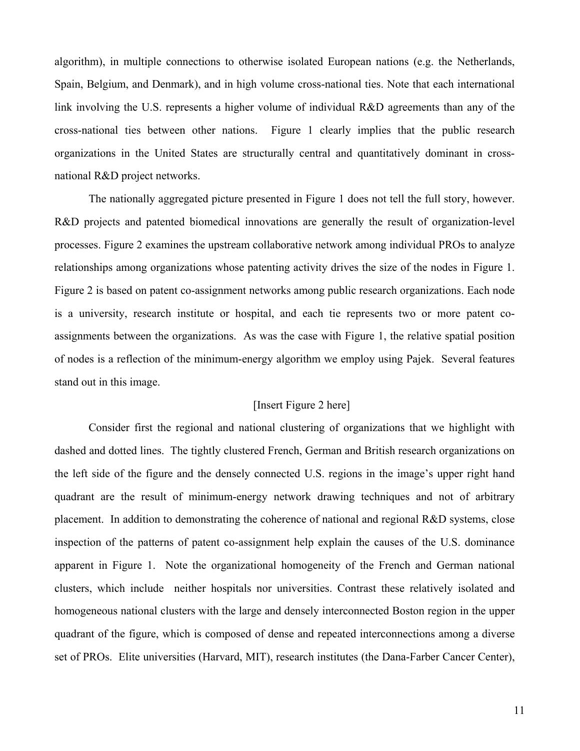algorithm), in multiple connections to otherwise isolated European nations (e.g. the Netherlands, Spain, Belgium, and Denmark), and in high volume cross-national ties. Note that each international link involving the U.S. represents a higher volume of individual R&D agreements than any of the cross-national ties between other nations. Figure 1 clearly implies that the public research organizations in the United States are structurally central and quantitatively dominant in cross-national R&D project networks.

The nationally aggregated picture presented in Figure 1 does not tell the full story, however. R&D projects and patented biomedical innovations are generally the result of organization-level processes. Figure 2 examines the upstream collaborative network among individual PROs to analyze relationships among organizations whose patenting activity drives the size of the nodes in Figure 1. Figure 2 is based on patent co-assignment networks among public research organizations. Each node is a university, research institute or hospital, and each tie represents two or more patent co-assignments between the organizations. As was the case with Figure 1, the relative spatial position of nodes is a reflection of the minimum-energy algorithm we employ using Pajek. Several features stand out in this image.

[Insert Figure 2 here]

Consider first the regional and national clustering of organizations that we highlight with dashed and dotted lines. The tightly clustered French, German and British research organizations on the left side of the figure and the densely connected U.S. regions in the image's upper right hand quadrant are the result of minimum-energy network drawing techniques and not of arbitrary placement. In addition to demonstrating the coherence of national and regional R&D systems, close inspection of the patterns of patent co-assignment help explain the causes of the U.S. dominance apparent in Figure 1. Note the organizational homogeneity of the French and German national clusters, which include neither hospitals nor universities. Contrast these relatively isolated and homogeneous national clusters with the large and densely interconnected Boston region in the upper quadrant of the figure, which is composed of dense and repeated interconnections among a diverse set of PROs. Elite universities (Harvard, MIT), research institutes (the Dana-Farber Cancer Center),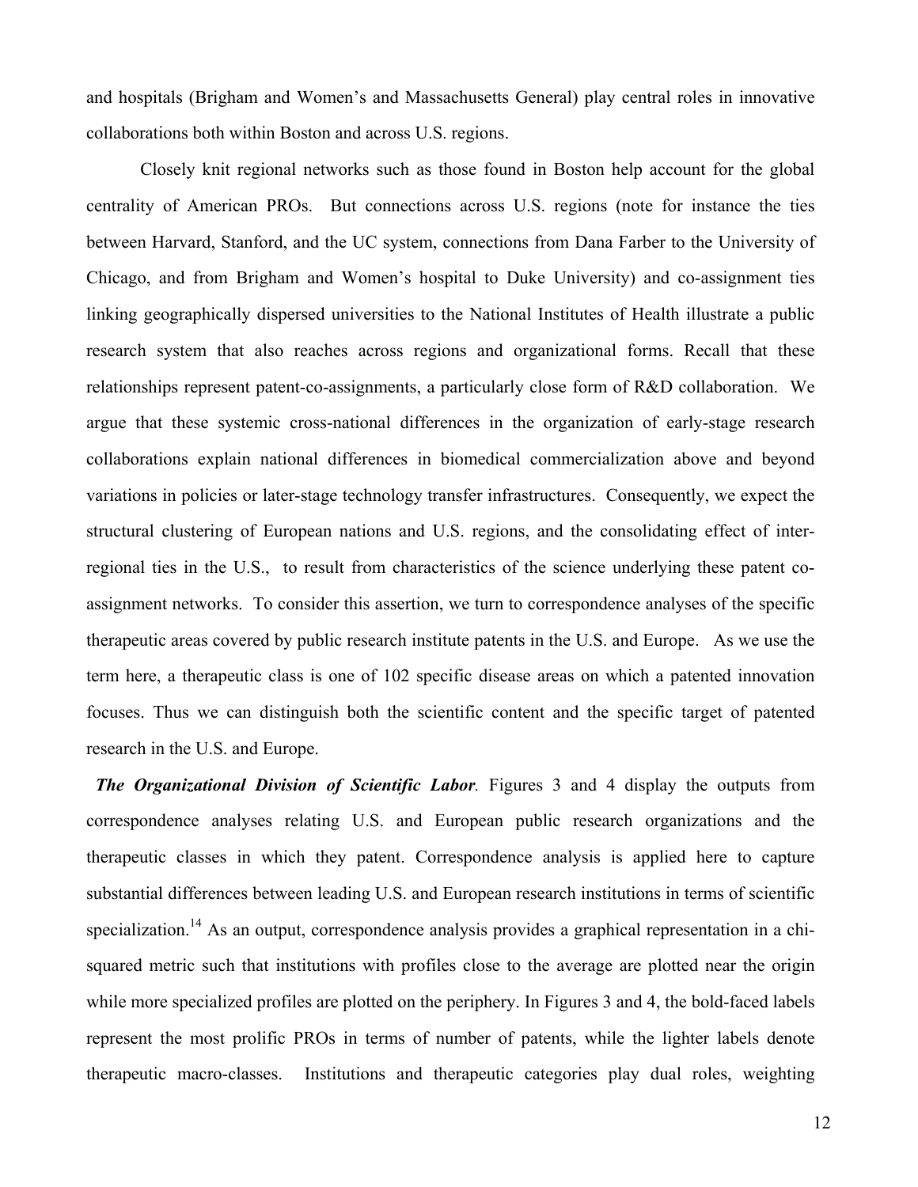and hospitals (Brigham and Women's and Massachusetts General) play central roles in innovative collaborations both within Boston and across U.S. regions.

Closely knit regional networks such as those found in Boston help account for the global centrality of American PROs. But connections across U.S. regions (note for instance the ties between Harvard, Stanford, and the UC system, connections from Dana Farber to the University of Chicago, and from Brigham and Women's hospital to Duke University) and co-assignment ties linking geographically dispersed universities to the National Institutes of Health illustrate a public research system that also reaches across regions and organizational forms. Recall that these relationships represent patent-co-assignments, a particularly close form of R&D collaboration. We argue that these systemic cross-national differences in the organization of early-stage research collaborations explain national differences in biomedical commercialization above and beyond variations in policies or later-stage technology transfer infrastructures. Consequently, we expect the structural clustering of European nations and U.S. regions, and the consolidating effect of inter-regional ties in the U.S., to result from characteristics of the science underlying these patent co-assignment networks. To consider this assertion, we turn to correspondence analyses of the specific therapeutic areas covered by public research institute patents in the U.S. and Europe. As we use the term here, a therapeutic class is one of 102 specific disease areas on which a patented innovation focuses. Thus we can distinguish both the scientific content and the specific target of patented research in the U.S. and Europe.

***The Organizational Division of Scientific Labor***. Figures 3 and 4 display the outputs from correspondence analyses relating U.S. and European public research organizations and the therapeutic classes in which they patent. Correspondence analysis is applied here to capture substantial differences between leading U.S. and European research institutions in terms of scientific specialization.[14] As an output, correspondence analysis provides a graphical representation in a chi-squared metric such that institutions with profiles close to the average are plotted near the origin while more specialized profiles are plotted on the periphery. In Figures 3 and 4, the bold-faced labels represent the most prolific PROs in terms of number of patents, while the lighter labels denote therapeutic macro-classes. Institutions and therapeutic categories play dual roles, weighting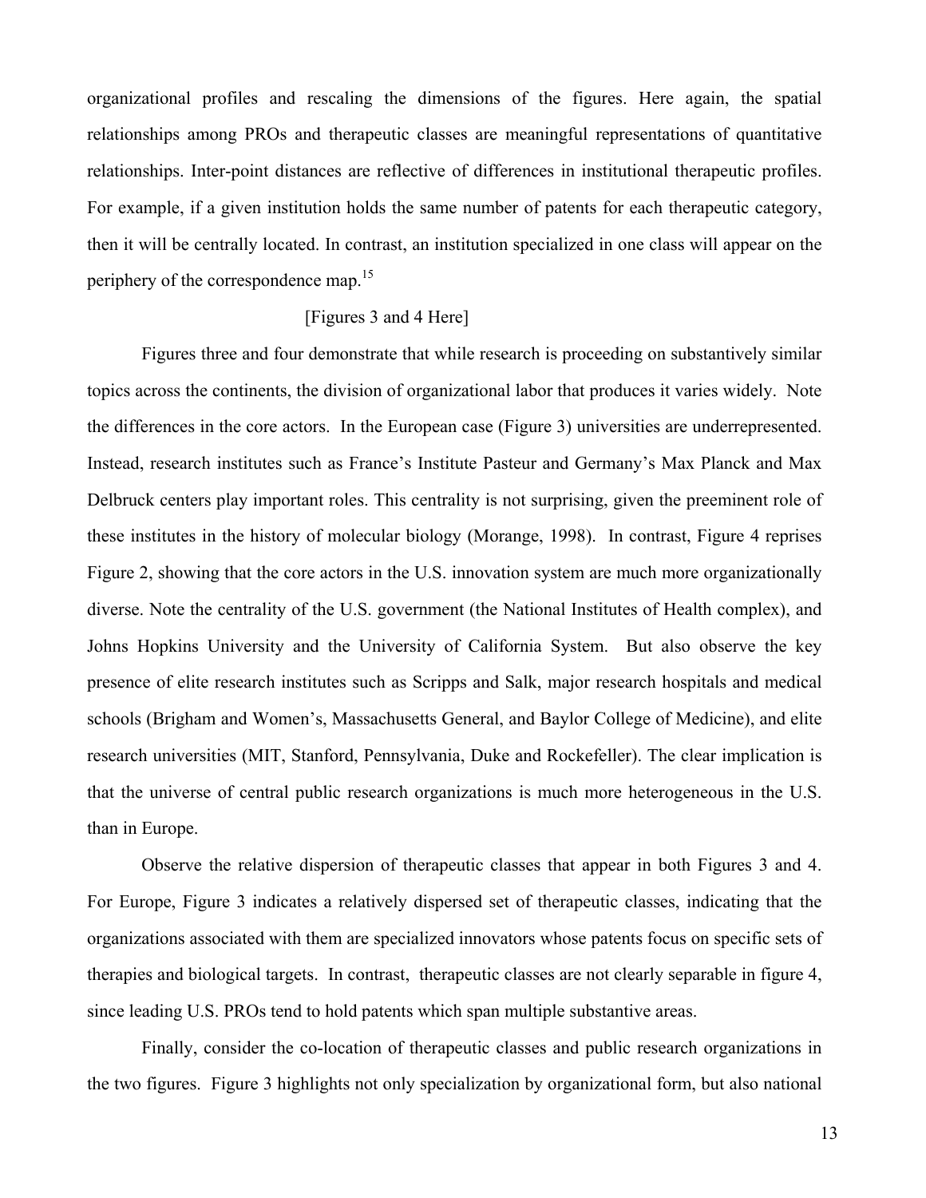organizational profiles and rescaling the dimensions of the figures. Here again, the spatial relationships among PROs and therapeutic classes are meaningful representations of quantitative relationships. Inter-point distances are reflective of differences in institutional therapeutic profiles. For example, if a given institution holds the same number of patents for each therapeutic category, then it will be centrally located. In contrast, an institution specialized in one class will appear on the periphery of the correspondence map.[15]

[Figures 3 and 4 Here]

Figures three and four demonstrate that while research is proceeding on substantively similar topics across the continents, the division of organizational labor that produces it varies widely. Note the differences in the core actors. In the European case (Figure 3) universities are underrepresented. Instead, research institutes such as France's Institute Pasteur and Germany's Max Planck and Max Delbruck centers play important roles. This centrality is not surprising, given the preeminent role of these institutes in the history of molecular biology (Morange, 1998). In contrast, Figure 4 reprises Figure 2, showing that the core actors in the U.S. innovation system are much more organizationally diverse. Note the centrality of the U.S. government (the National Institutes of Health complex), and Johns Hopkins University and the University of California System. But also observe the key presence of elite research institutes such as Scripps and Salk, major research hospitals and medical schools (Brigham and Women's, Massachusetts General, and Baylor College of Medicine), and elite research universities (MIT, Stanford, Pennsylvania, Duke and Rockefeller). The clear implication is that the universe of central public research organizations is much more heterogeneous in the U.S. than in Europe.

Observe the relative dispersion of therapeutic classes that appear in both Figures 3 and 4. For Europe, Figure 3 indicates a relatively dispersed set of therapeutic classes, indicating that the organizations associated with them are specialized innovators whose patents focus on specific sets of therapies and biological targets. In contrast, therapeutic classes are not clearly separable in figure 4, since leading U.S. PROs tend to hold patents which span multiple substantive areas.

Finally, consider the co-location of therapeutic classes and public research organizations in the two figures. Figure 3 highlights not only specialization by organizational form, but also national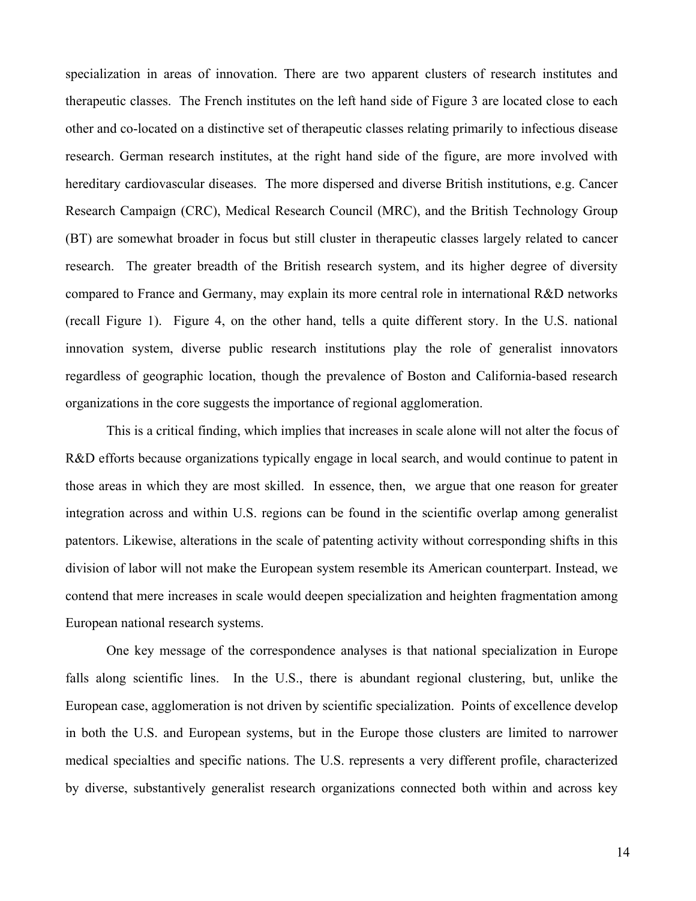specialization in areas of innovation. There are two apparent clusters of research institutes and therapeutic classes. The French institutes on the left hand side of Figure 3 are located close to each other and co-located on a distinctive set of therapeutic classes relating primarily to infectious disease research. German research institutes, at the right hand side of the figure, are more involved with hereditary cardiovascular diseases. The more dispersed and diverse British institutions, e.g. Cancer Research Campaign (CRC), Medical Research Council (MRC), and the British Technology Group (BT) are somewhat broader in focus but still cluster in therapeutic classes largely related to cancer research. The greater breadth of the British research system, and its higher degree of diversity compared to France and Germany, may explain its more central role in international R&D networks (recall Figure 1). Figure 4, on the other hand, tells a quite different story. In the U.S. national innovation system, diverse public research institutions play the role of generalist innovators regardless of geographic location, though the prevalence of Boston and California-based research organizations in the core suggests the importance of regional agglomeration.

This is a critical finding, which implies that increases in scale alone will not alter the focus of R&D efforts because organizations typically engage in local search, and would continue to patent in those areas in which they are most skilled. In essence, then, we argue that one reason for greater integration across and within U.S. regions can be found in the scientific overlap among generalist patentors. Likewise, alterations in the scale of patenting activity without corresponding shifts in this division of labor will not make the European system resemble its American counterpart. Instead, we contend that mere increases in scale would deepen specialization and heighten fragmentation among European national research systems.

One key message of the correspondence analyses is that national specialization in Europe falls along scientific lines. In the U.S., there is abundant regional clustering, but, unlike the European case, agglomeration is not driven by scientific specialization. Points of excellence develop in both the U.S. and European systems, but in the Europe those clusters are limited to narrower medical specialties and specific nations. The U.S. represents a very different profile, characterized by diverse, substantively generalist research organizations connected both within and across key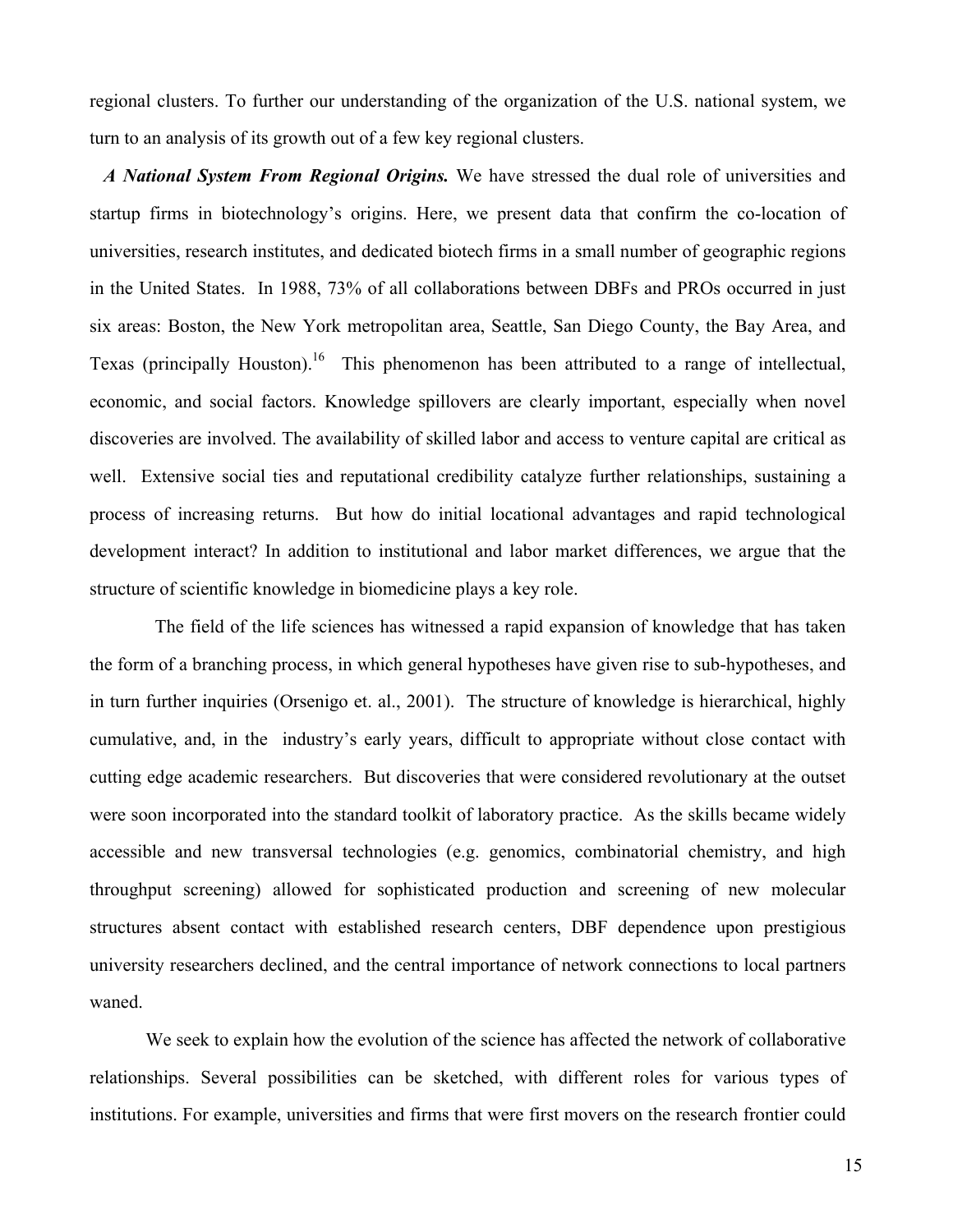regional clusters. To further our understanding of the organization of the U.S. national system, we turn to an analysis of its growth out of a few key regional clusters.

***A National System From Regional Origins.*** We have stressed the dual role of universities and startup firms in biotechnology's origins. Here, we present data that confirm the co-location of universities, research institutes, and dedicated biotech firms in a small number of geographic regions in the United States. In 1988, 73% of all collaborations between DBFs and PROs occurred in just six areas: Boston, the New York metropolitan area, Seattle, San Diego County, the Bay Area, and Texas (principally Houston).[16] This phenomenon has been attributed to a range of intellectual, economic, and social factors. Knowledge spillovers are clearly important, especially when novel discoveries are involved. The availability of skilled labor and access to venture capital are critical as well. Extensive social ties and reputational credibility catalyze further relationships, sustaining a process of increasing returns. But how do initial locational advantages and rapid technological development interact? In addition to institutional and labor market differences, we argue that the structure of scientific knowledge in biomedicine plays a key role.

The field of the life sciences has witnessed a rapid expansion of knowledge that has taken the form of a branching process, in which general hypotheses have given rise to sub-hypotheses, and in turn further inquiries (Orsenigo et. al., 2001). The structure of knowledge is hierarchical, highly cumulative, and, in the industry's early years, difficult to appropriate without close contact with cutting edge academic researchers. But discoveries that were considered revolutionary at the outset were soon incorporated into the standard toolkit of laboratory practice. As the skills became widely accessible and new transversal technologies (e.g. genomics, combinatorial chemistry, and high throughput screening) allowed for sophisticated production and screening of new molecular structures absent contact with established research centers, DBF dependence upon prestigious university researchers declined, and the central importance of network connections to local partners waned.

We seek to explain how the evolution of the science has affected the network of collaborative relationships. Several possibilities can be sketched, with different roles for various types of institutions. For example, universities and firms that were first movers on the research frontier could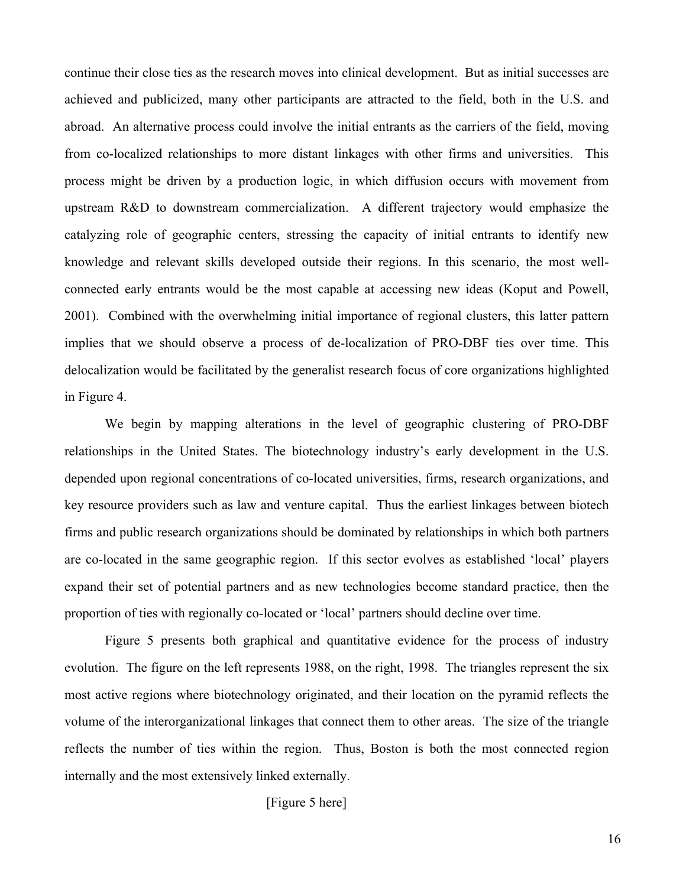continue their close ties as the research moves into clinical development. But as initial successes are achieved and publicized, many other participants are attracted to the field, both in the U.S. and abroad. An alternative process could involve the initial entrants as the carriers of the field, moving from co-localized relationships to more distant linkages with other firms and universities. This process might be driven by a production logic, in which diffusion occurs with movement from upstream R&D to downstream commercialization. A different trajectory would emphasize the catalyzing role of geographic centers, stressing the capacity of initial entrants to identify new knowledge and relevant skills developed outside their regions. In this scenario, the most well-connected early entrants would be the most capable at accessing new ideas (Koput and Powell, 2001). Combined with the overwhelming initial importance of regional clusters, this latter pattern implies that we should observe a process of de-localization of PRO-DBF ties over time. This delocalization would be facilitated by the generalist research focus of core organizations highlighted in Figure 4.

We begin by mapping alterations in the level of geographic clustering of PRO-DBF relationships in the United States. The biotechnology industry's early development in the U.S. depended upon regional concentrations of co-located universities, firms, research organizations, and key resource providers such as law and venture capital. Thus the earliest linkages between biotech firms and public research organizations should be dominated by relationships in which both partners are co-located in the same geographic region. If this sector evolves as established 'local' players expand their set of potential partners and as new technologies become standard practice, then the proportion of ties with regionally co-located or 'local' partners should decline over time.

Figure 5 presents both graphical and quantitative evidence for the process of industry evolution. The figure on the left represents 1988, on the right, 1998. The triangles represent the six most active regions where biotechnology originated, and their location on the pyramid reflects the volume of the interorganizational linkages that connect them to other areas. The size of the triangle reflects the number of ties within the region. Thus, Boston is both the most connected region internally and the most extensively linked externally.

[Figure 5 here]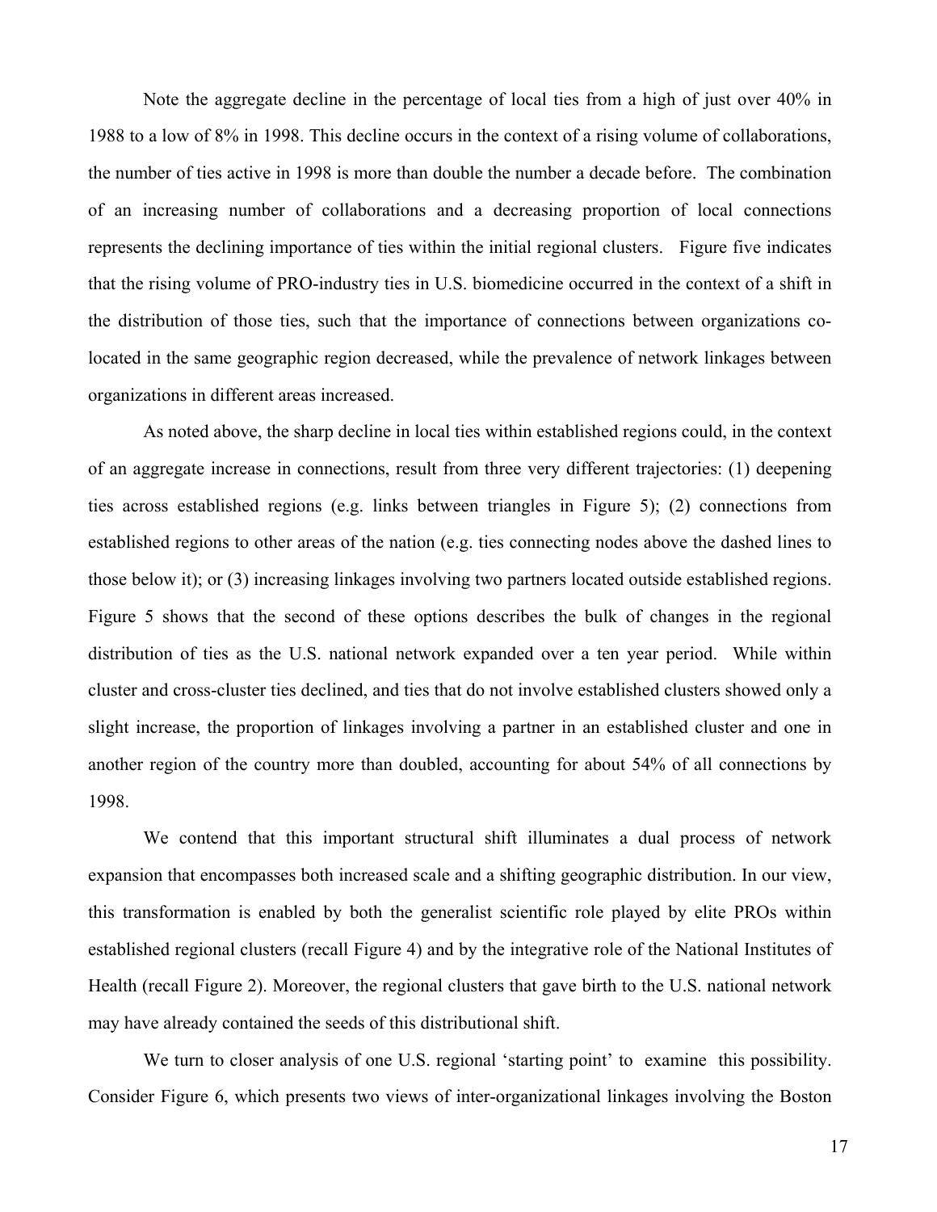Note the aggregate decline in the percentage of local ties from a high of just over 40% in 1988 to a low of 8% in 1998. This decline occurs in the context of a rising volume of collaborations, the number of ties active in 1998 is more than double the number a decade before. The combination of an increasing number of collaborations and a decreasing proportion of local connections represents the declining importance of ties within the initial regional clusters. Figure five indicates that the rising volume of PRO-industry ties in U.S. biomedicine occurred in the context of a shift in the distribution of those ties, such that the importance of connections between organizations co-located in the same geographic region decreased, while the prevalence of network linkages between organizations in different areas increased.

As noted above, the sharp decline in local ties within established regions could, in the context of an aggregate increase in connections, result from three very different trajectories: (1) deepening ties across established regions (e.g. links between triangles in Figure 5); (2) connections from established regions to other areas of the nation (e.g. ties connecting nodes above the dashed lines to those below it); or (3) increasing linkages involving two partners located outside established regions. Figure 5 shows that the second of these options describes the bulk of changes in the regional distribution of ties as the U.S. national network expanded over a ten year period. While within cluster and cross-cluster ties declined, and ties that do not involve established clusters showed only a slight increase, the proportion of linkages involving a partner in an established cluster and one in another region of the country more than doubled, accounting for about 54% of all connections by 1998.

We contend that this important structural shift illuminates a dual process of network expansion that encompasses both increased scale and a shifting geographic distribution. In our view, this transformation is enabled by both the generalist scientific role played by elite PROs within established regional clusters (recall Figure 4) and by the integrative role of the National Institutes of Health (recall Figure 2). Moreover, the regional clusters that gave birth to the U.S. national network may have already contained the seeds of this distributional shift.

We turn to closer analysis of one U.S. regional 'starting point' to examine this possibility. Consider Figure 6, which presents two views of inter-organizational linkages involving the Boston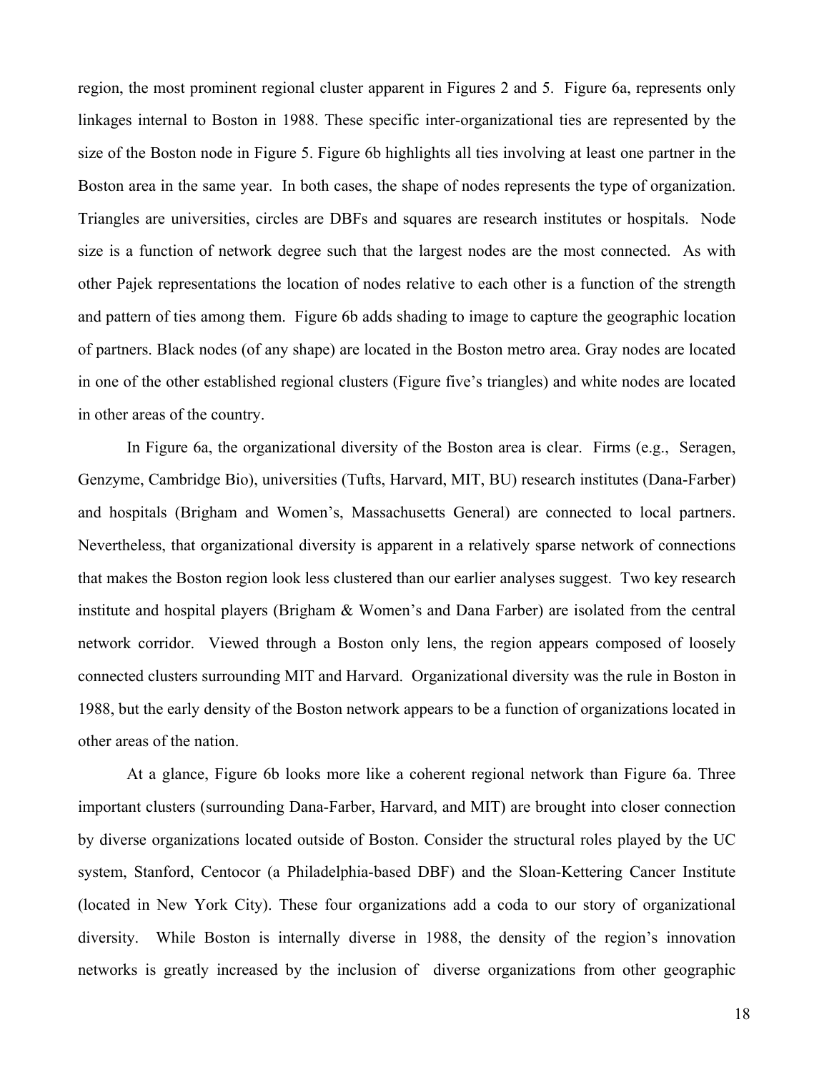region, the most prominent regional cluster apparent in Figures 2 and 5. Figure 6a, represents only linkages internal to Boston in 1988. These specific inter-organizational ties are represented by the size of the Boston node in Figure 5. Figure 6b highlights all ties involving at least one partner in the Boston area in the same year. In both cases, the shape of nodes represents the type of organization. Triangles are universities, circles are DBFs and squares are research institutes or hospitals. Node size is a function of network degree such that the largest nodes are the most connected. As with other Pajek representations the location of nodes relative to each other is a function of the strength and pattern of ties among them. Figure 6b adds shading to image to capture the geographic location of partners. Black nodes (of any shape) are located in the Boston metro area. Gray nodes are located in one of the other established regional clusters (Figure five's triangles) and white nodes are located in other areas of the country.

In Figure 6a, the organizational diversity of the Boston area is clear. Firms (e.g., Seragen, Genzyme, Cambridge Bio), universities (Tufts, Harvard, MIT, BU) research institutes (Dana-Farber) and hospitals (Brigham and Women's, Massachusetts General) are connected to local partners. Nevertheless, that organizational diversity is apparent in a relatively sparse network of connections that makes the Boston region look less clustered than our earlier analyses suggest. Two key research institute and hospital players (Brigham & Women's and Dana Farber) are isolated from the central network corridor. Viewed through a Boston only lens, the region appears composed of loosely connected clusters surrounding MIT and Harvard. Organizational diversity was the rule in Boston in 1988, but the early density of the Boston network appears to be a function of organizations located in other areas of the nation.

At a glance, Figure 6b looks more like a coherent regional network than Figure 6a. Three important clusters (surrounding Dana-Farber, Harvard, and MIT) are brought into closer connection by diverse organizations located outside of Boston. Consider the structural roles played by the UC system, Stanford, Centocor (a Philadelphia-based DBF) and the Sloan-Kettering Cancer Institute (located in New York City). These four organizations add a coda to our story of organizational diversity. While Boston is internally diverse in 1988, the density of the region's innovation networks is greatly increased by the inclusion of diverse organizations from other geographic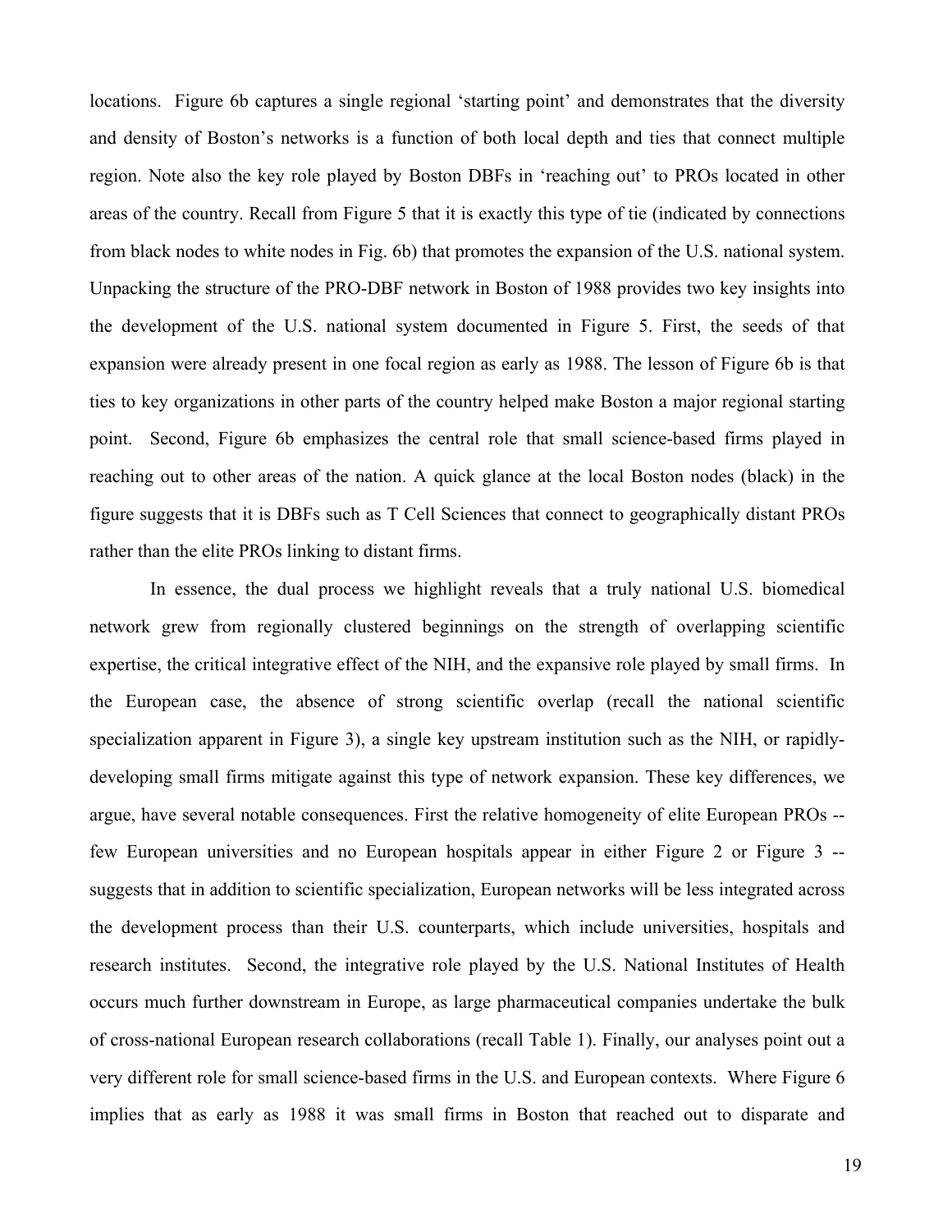locations. Figure 6b captures a single regional 'starting point' and demonstrates that the diversity and density of Boston's networks is a function of both local depth and ties that connect multiple region. Note also the key role played by Boston DBFs in 'reaching out' to PROs located in other areas of the country. Recall from Figure 5 that it is exactly this type of tie (indicated by connections from black nodes to white nodes in Fig. 6b) that promotes the expansion of the U.S. national system. Unpacking the structure of the PRO-DBF network in Boston of 1988 provides two key insights into the development of the U.S. national system documented in Figure 5. First, the seeds of that expansion were already present in one focal region as early as 1988. The lesson of Figure 6b is that ties to key organizations in other parts of the country helped make Boston a major regional starting point. Second, Figure 6b emphasizes the central role that small science-based firms played in reaching out to other areas of the nation. A quick glance at the local Boston nodes (black) in the figure suggests that it is DBFs such as T Cell Sciences that connect to geographically distant PROs rather than the elite PROs linking to distant firms.

In essence, the dual process we highlight reveals that a truly national U.S. biomedical network grew from regionally clustered beginnings on the strength of overlapping scientific expertise, the critical integrative effect of the NIH, and the expansive role played by small firms. In the European case, the absence of strong scientific overlap (recall the national scientific specialization apparent in Figure 3), a single key upstream institution such as the NIH, or rapidly-developing small firms mitigate against this type of network expansion. These key differences, we argue, have several notable consequences. First the relative homogeneity of elite European PROs -- few European universities and no European hospitals appear in either Figure 2 or Figure 3 -- suggests that in addition to scientific specialization, European networks will be less integrated across the development process than their U.S. counterparts, which include universities, hospitals and research institutes. Second, the integrative role played by the U.S. National Institutes of Health occurs much further downstream in Europe, as large pharmaceutical companies undertake the bulk of cross-national European research collaborations (recall Table 1). Finally, our analyses point out a very different role for small science-based firms in the U.S. and European contexts. Where Figure 6 implies that as early as 1988 it was small firms in Boston that reached out to disparate and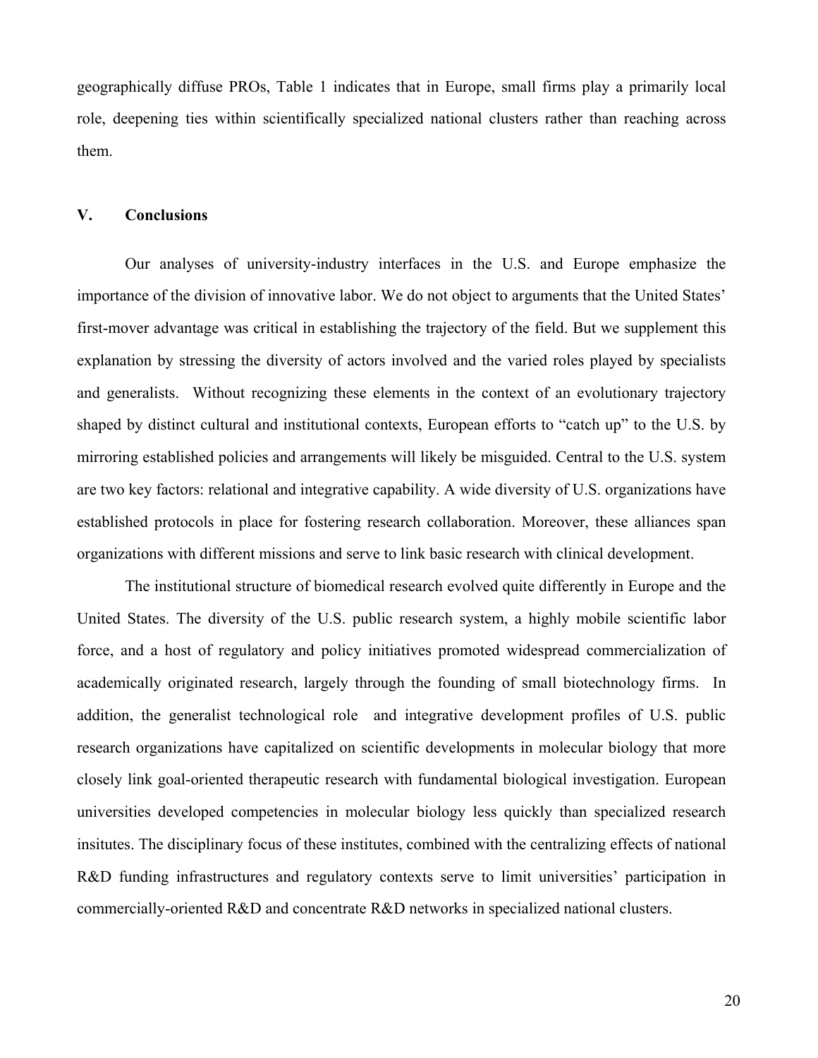geographically diffuse PROs, Table 1 indicates that in Europe, small firms play a primarily local role, deepening ties within scientifically specialized national clusters rather than reaching across them.

## V. Conclusions

Our analyses of university-industry interfaces in the U.S. and Europe emphasize the importance of the division of innovative labor. We do not object to arguments that the United States' first-mover advantage was critical in establishing the trajectory of the field. But we supplement this explanation by stressing the diversity of actors involved and the varied roles played by specialists and generalists. Without recognizing these elements in the context of an evolutionary trajectory shaped by distinct cultural and institutional contexts, European efforts to "catch up" to the U.S. by mirroring established policies and arrangements will likely be misguided. Central to the U.S. system are two key factors: relational and integrative capability. A wide diversity of U.S. organizations have established protocols in place for fostering research collaboration. Moreover, these alliances span organizations with different missions and serve to link basic research with clinical development.

The institutional structure of biomedical research evolved quite differently in Europe and the United States. The diversity of the U.S. public research system, a highly mobile scientific labor force, and a host of regulatory and policy initiatives promoted widespread commercialization of academically originated research, largely through the founding of small biotechnology firms. In addition, the generalist technological role and integrative development profiles of U.S. public research organizations have capitalized on scientific developments in molecular biology that more closely link goal-oriented therapeutic research with fundamental biological investigation. European universities developed competencies in molecular biology less quickly than specialized research insitutes. The disciplinary focus of these institutes, combined with the centralizing effects of national R&D funding infrastructures and regulatory contexts serve to limit universities' participation in commercially-oriented R&D and concentrate R&D networks in specialized national clusters.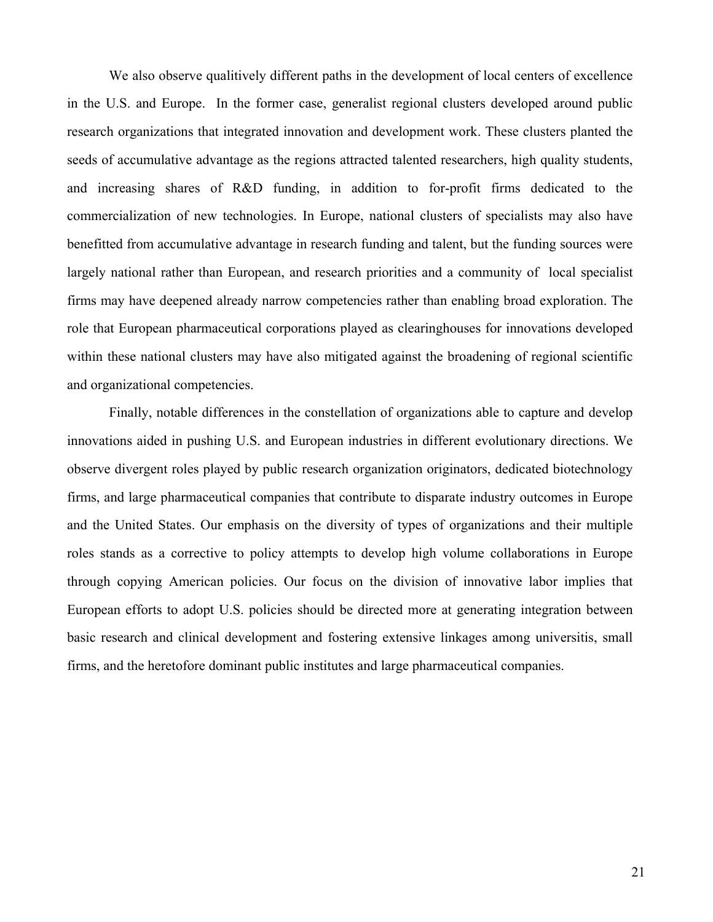We also observe qualitively different paths in the development of local centers of excellence in the U.S. and Europe.  In the former case, generalist regional clusters developed around public research organizations that integrated innovation and development work. These clusters planted the seeds of accumulative advantage as the regions attracted talented researchers, high quality students, and increasing shares of R&D funding, in addition to for-profit firms dedicated to the commercialization of new technologies. In Europe, national clusters of specialists may also have benefitted from accumulative advantage in research funding and talent, but the funding sources were largely national rather than European, and research priorities and a community of local specialist firms may have deepened already narrow competencies rather than enabling broad exploration. The role that European pharmaceutical corporations played as clearinghouses for innovations developed within these national clusters may have also mitigated against the broadening of regional scientific and organizational competencies.

Finally, notable differences in the constellation of organizations able to capture and develop innovations aided in pushing U.S. and European industries in different evolutionary directions. We observe divergent roles played by public research organization originators, dedicated biotechnology firms, and large pharmaceutical companies that contribute to disparate industry outcomes in Europe and the United States. Our emphasis on the diversity of types of organizations and their multiple roles stands as a corrective to policy attempts to develop high volume collaborations in Europe through copying American policies. Our focus on the division of innovative labor implies that European efforts to adopt U.S. policies should be directed more at generating integration between basic research and clinical development and fostering extensive linkages among universitis, small firms, and the heretofore dominant public institutes and large pharmaceutical companies.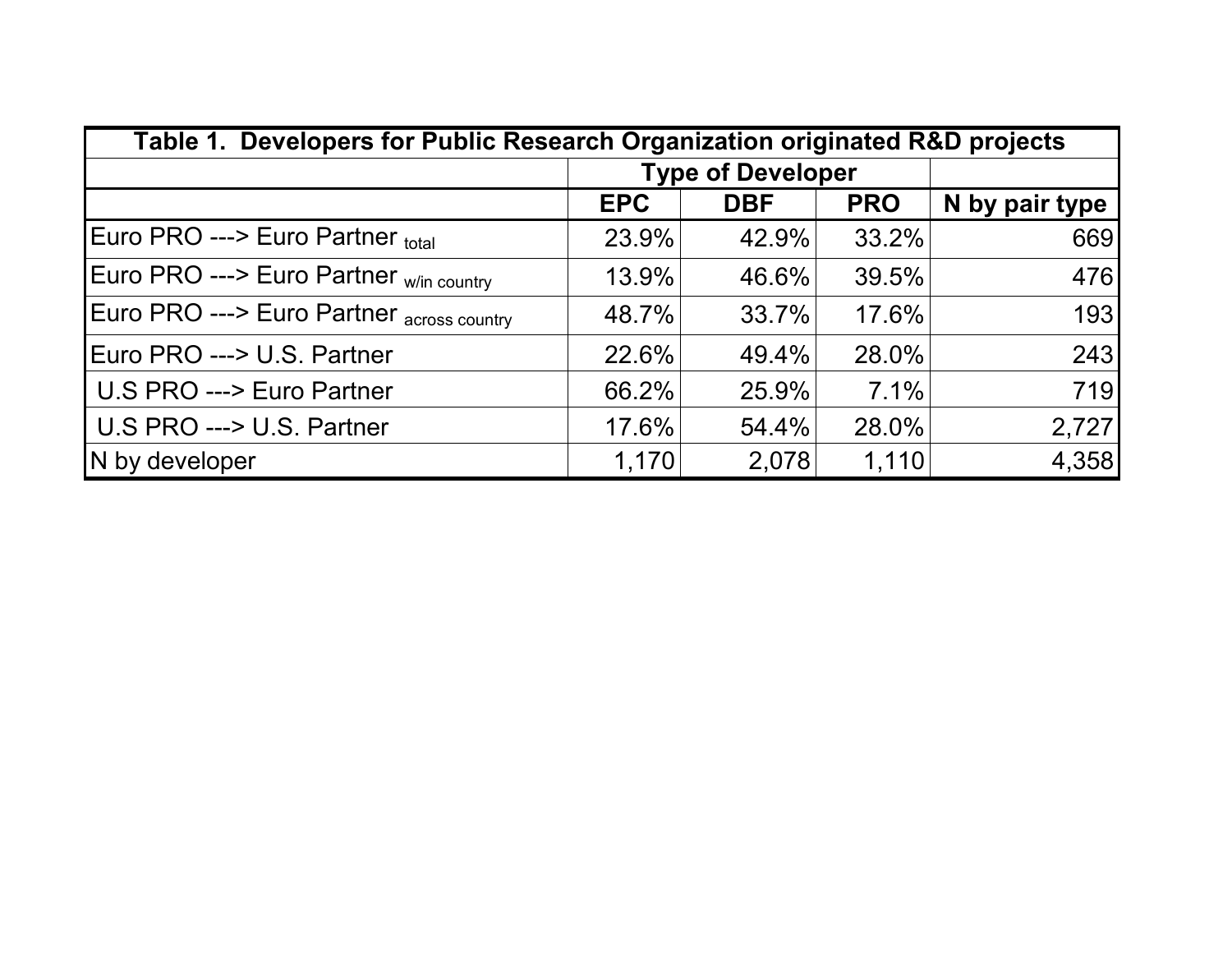| Table 1. Developers for Public Research Organization originated R&D projects | | | | |
|---|---|---|---|---|
| | Type of Developer | | | |
| | EPC | DBF | PRO | N by pair type |
| Euro PRO ---> Euro Partner $_{total}$ | 23.9% | 42.9% | 33.2% | 669 |
| Euro PRO ---> Euro Partner $_{w/in\ country}$ | 13.9% | 46.6% | 39.5% | 476 |
| Euro PRO ---> Euro Partner $_{across\ country}$ | 48.7% | 33.7% | 17.6% | 193 |
| Euro PRO ---> U.S. Partner | 22.6% | 49.4% | 28.0% | 243 |
| U.S PRO ---> Euro Partner | 66.2% | 25.9% | 7.1% | 719 |
| U.S PRO ---> U.S. Partner | 17.6% | 54.4% | 28.0% | 2,727 |
| N by developer | 1,170 | 2,078 | 1,110 | 4,358 |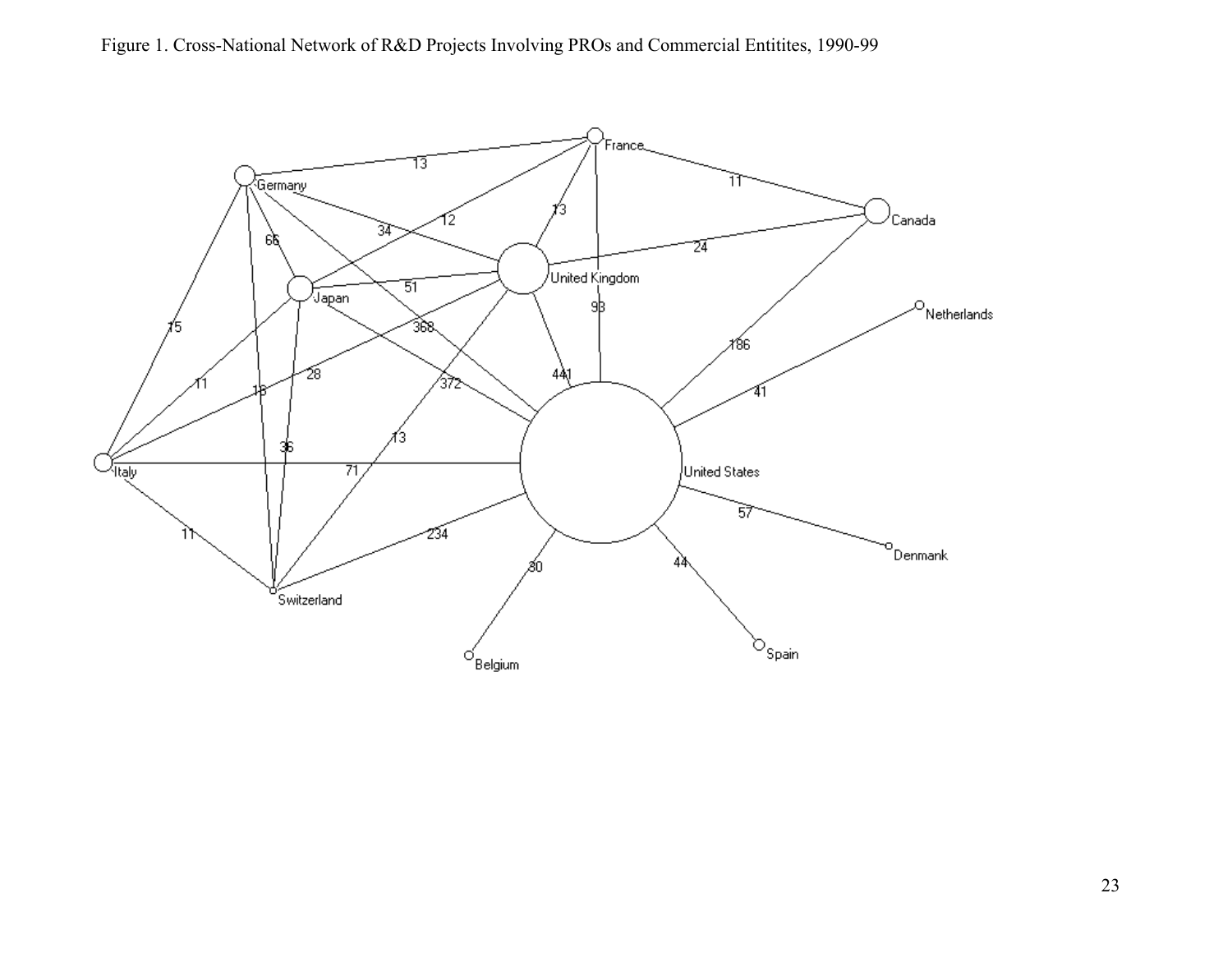Figure 1. Cross-National Network of R&D Projects Involving PROs and Commercial Entitites, 1990-99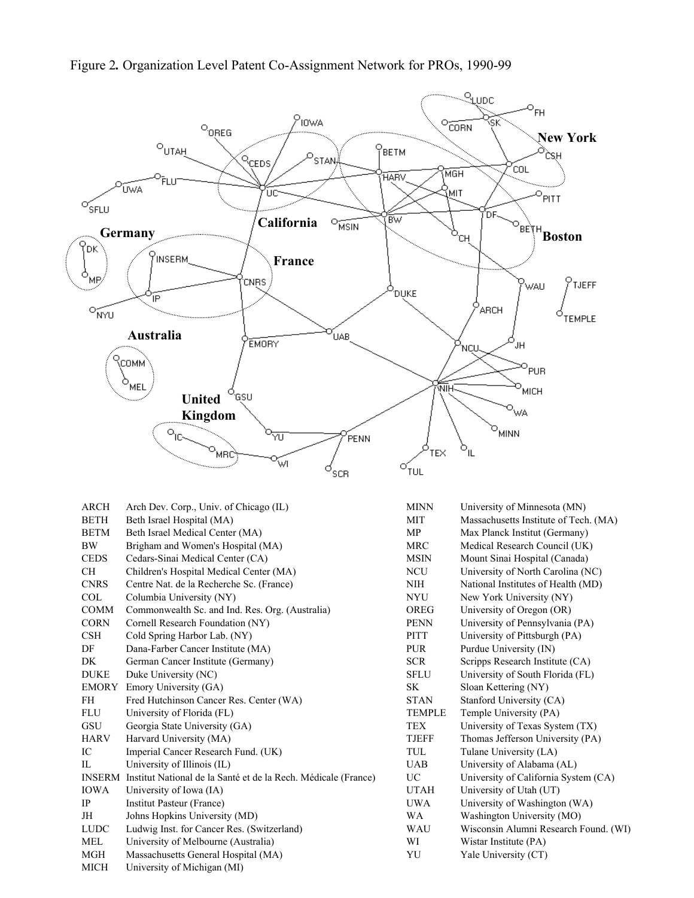Figure 2. Organization Level Patent Co-Assignment Network for PROs, 1990-99

| | | | |
|---|---|---|---|
| ARCH | Arch Dev. Corp., Univ. of Chicago (IL) | MINN | University of Minnesota (MN) |
| BETH | Beth Israel Hospital (MA) | MIT | Massachusetts Institute of Tech. (MA) |
| BETM | Beth Israel Medical Center (MA) | MP | Max Planck Institut (Germany) |
| BW | Brigham and Women's Hospital (MA) | MRC | Medical Research Council (UK) |
| CEDS | Cedars-Sinai Medical Center (CA) | MSIN | Mount Sinai Hospital (Canada) |
| CH | Children's Hospital Medical Center (MA) | NCU | University of North Carolina (NC) |
| CNRS | Centre Nat. de la Recherche Sc. (France) | NIH | National Institutes of Health (MD) |
| COL | Columbia University (NY) | NYU | New York University (NY) |
| COMM | Commonwealth Sc. and Ind. Res. Org. (Australia) | OREG | University of Oregon (OR) |
| CORN | Cornell Research Foundation (NY) | PENN | University of Pennsylvania (PA) |
| CSH | Cold Spring Harbor Lab. (NY) | PITT | University of Pittsburgh (PA) |
| DF | Dana-Farber Cancer Institute (MA) | PUR | Purdue University (IN) |
| DK | German Cancer Institute (Germany) | SCR | Scripps Research Institute (CA) |
| DUKE | Duke University (NC) | SFLU | University of South Florida (FL) |
| EMORY | Emory University (GA) | SK | Sloan Kettering (NY) |
| FH | Fred Hutchinson Cancer Res. Center (WA) | STAN | Stanford University (CA) |
| FLU | University of Florida (FL) | TEMPLE | Temple University (PA) |
| GSU | Georgia State University (GA) | TEX | University of Texas System (TX) |
| HARV | Harvard University (MA) | TJEFF | Thomas Jefferson University (PA) |
| IC | Imperial Cancer Research Fund. (UK) | TUL | Tulane University (LA) |
| IL | University of Illinois (IL) | UAB | University of Alabama (AL) |
| INSERM | Institut National de la Santé et de la Rech. Médicale (France) | UC | University of California System (CA) |
| IOWA | University of Iowa (IA) | UTAH | University of Utah (UT) |
| IP | Institut Pasteur (France) | UWA | University of Washington (WA) |
| JH | Johns Hopkins University (MD) | WA | Washington University (MO) |
| LUDC | Ludwig Inst. for Cancer Res. (Switzerland) | WAU | Wisconsin Alumni Research Found. (WI) |
| MEL | University of Melbourne (Australia) | WI | Wistar Institute (PA) |
| MGH | Massachusetts General Hospital (MA) | YU | Yale University (CT) |
| MICH | University of Michigan (MI) | | |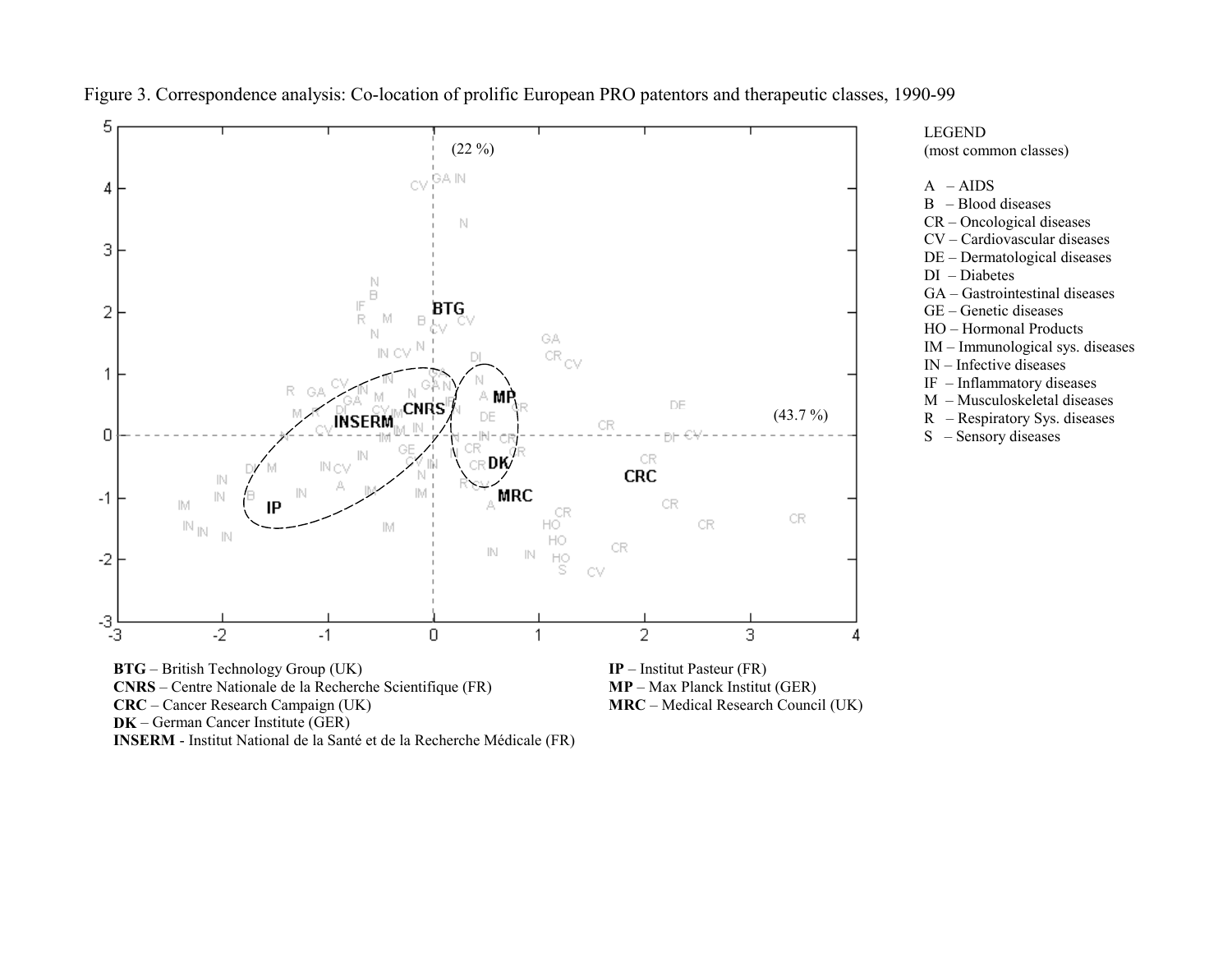Figure 3. Correspondence analysis: Co-location of prolific European PRO patentors and therapeutic classes, 1990-99

LEGEND
(most common classes)

A – AIDS
B – Blood diseases
CR – Oncological diseases
CV – Cardiovascular diseases
DE – Dermatological diseases
DI – Diabetes
GA – Gastrointestinal diseases
GE – Genetic diseases
HO – Hormonal Products
IM – Immunological sys. diseases
IN – Infective diseases
IF – Inflammatory diseases
M – Musculoskeletal diseases
R – Respiratory Sys. diseases
S – Sensory diseases

**BTG** – British Technology Group (UK)
**CNRS** – Centre Nationale de la Recherche Scientifique (FR)
**CRC** – Cancer Research Campaign (UK)
**DK** – German Cancer Institute (GER)
**INSERM** - Institut National de la Santé et de la Recherche Médicale (FR)
**IP** – Institut Pasteur (FR)
**MP** – Max Planck Institut (GER)
**MRC** – Medical Research Council (UK)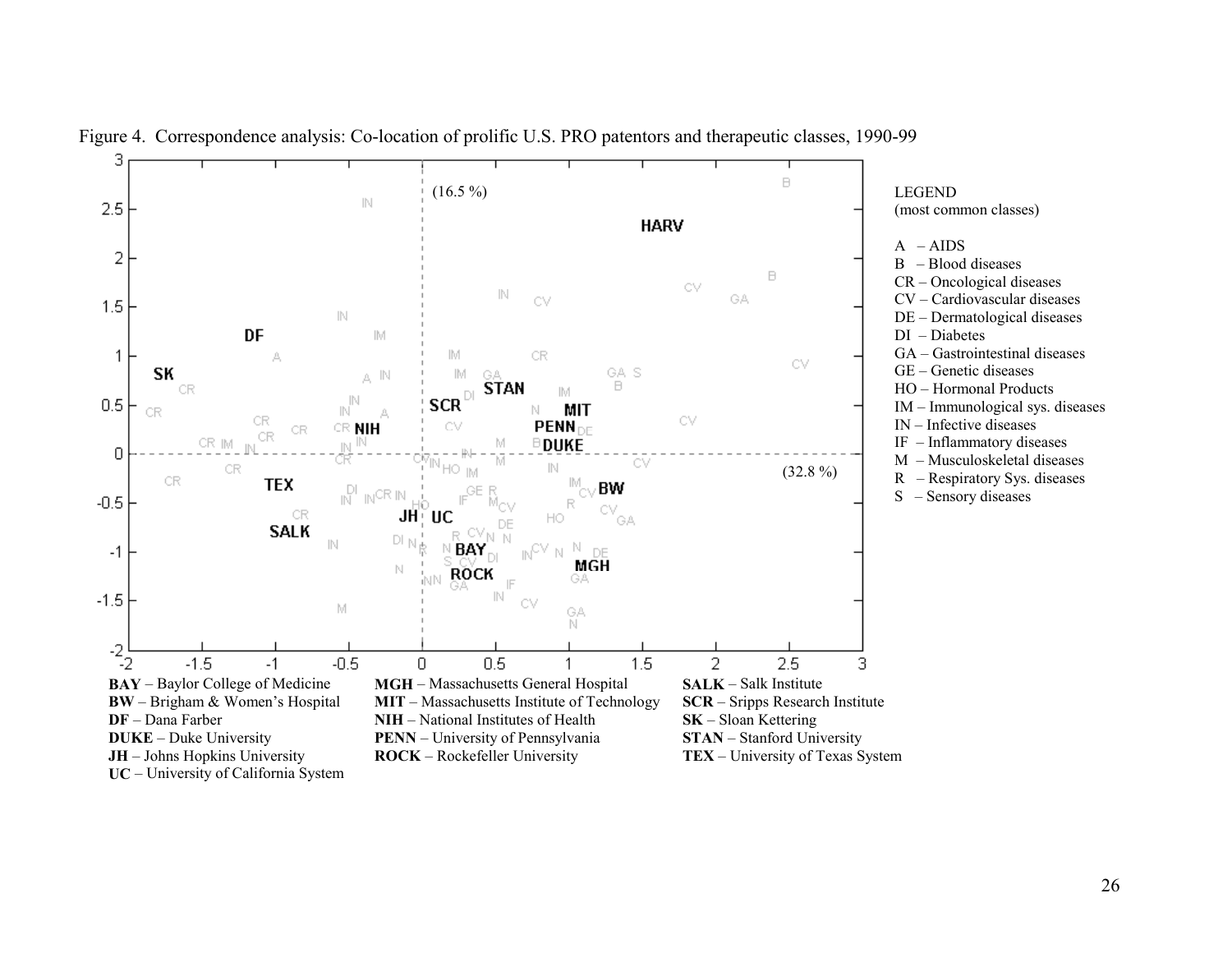Figure 4. Correspondence analysis: Co-location of prolific U.S. PRO patentors and therapeutic classes, 1990-99

LEGEND
(most common classes)

A – AIDS
B – Blood diseases
CR – Oncological diseases
CV – Cardiovascular diseases
DE – Dermatological diseases
DI – Diabetes
GA – Gastrointestinal diseases
GE – Genetic diseases
HO – Hormonal Products
IM – Immunological sys. diseases
IN – Infective diseases
IF – Inflammatory diseases
M – Musculoskeletal diseases
R – Respiratory Sys. diseases
S – Sensory diseases

**BAY** – Baylor College of Medicine
**BW** – Brigham & Women's Hospital
**DF** – Dana Farber
**DUKE** – Duke University
**JH** – Johns Hopkins University
**UC** – University of California System
**MGH** – Massachusetts General Hospital
**MIT** – Massachusetts Institute of Technology
**NIH** – National Institutes of Health
**PENN** – University of Pennsylvania
**ROCK** – Rockefeller University
**SALK** – Salk Institute
**SCR** – Sripps Research Institute
**SK** – Sloan Kettering
**STAN** – Stanford University
**TEX** – University of Texas System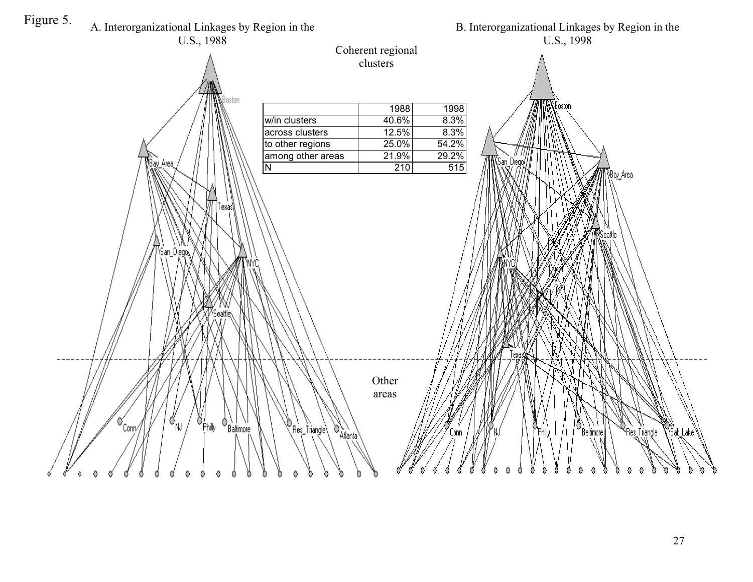Figure 5.

A. Interorganizational Linkages by Region in the U.S., 1988

B. Interorganizational Linkages by Region in the U.S., 1998

Coherent regional clusters

|  | 1988 | 1998 |
| --- | --- | --- |
| w/in clusters | 40.6% | 8.3% |
| across clusters | 12.5% | 8.3% |
| to other regions | 25.0% | 54.2% |
| among other areas | 21.9% | 29.2% |
| N | 210 | 515 |

Other areas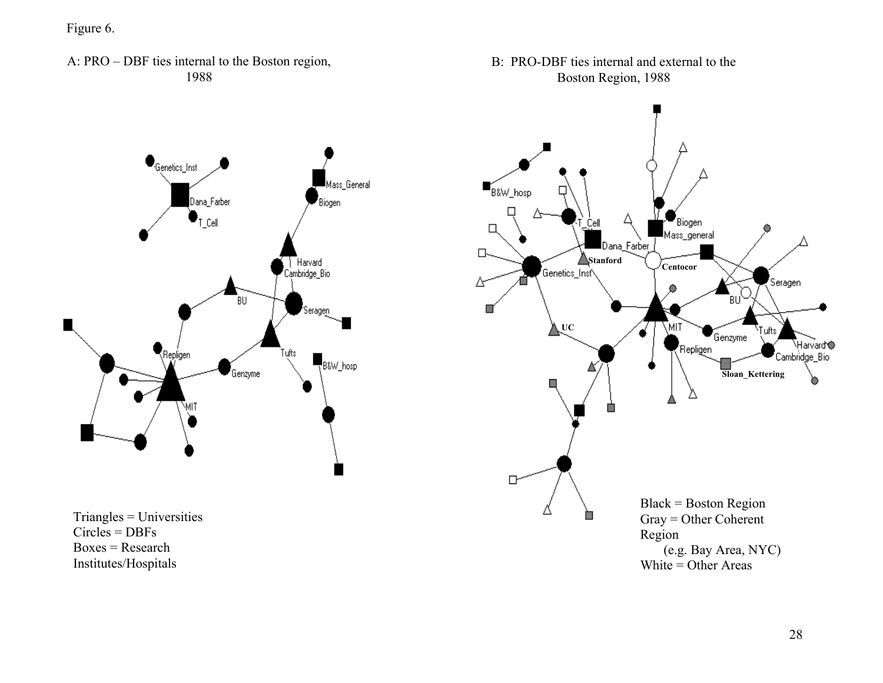Figure 6.

A: PRO – DBF ties internal to the Boston region, 1988

B: PRO-DBF ties internal and external to the Boston Region, 1988

Triangles = Universities
Circles = DBFs
Boxes = Research Institutes/Hospitals

Black = Boston Region
Gray = Other Coherent Region
(e.g. Bay Area, NYC)
White = Other Areas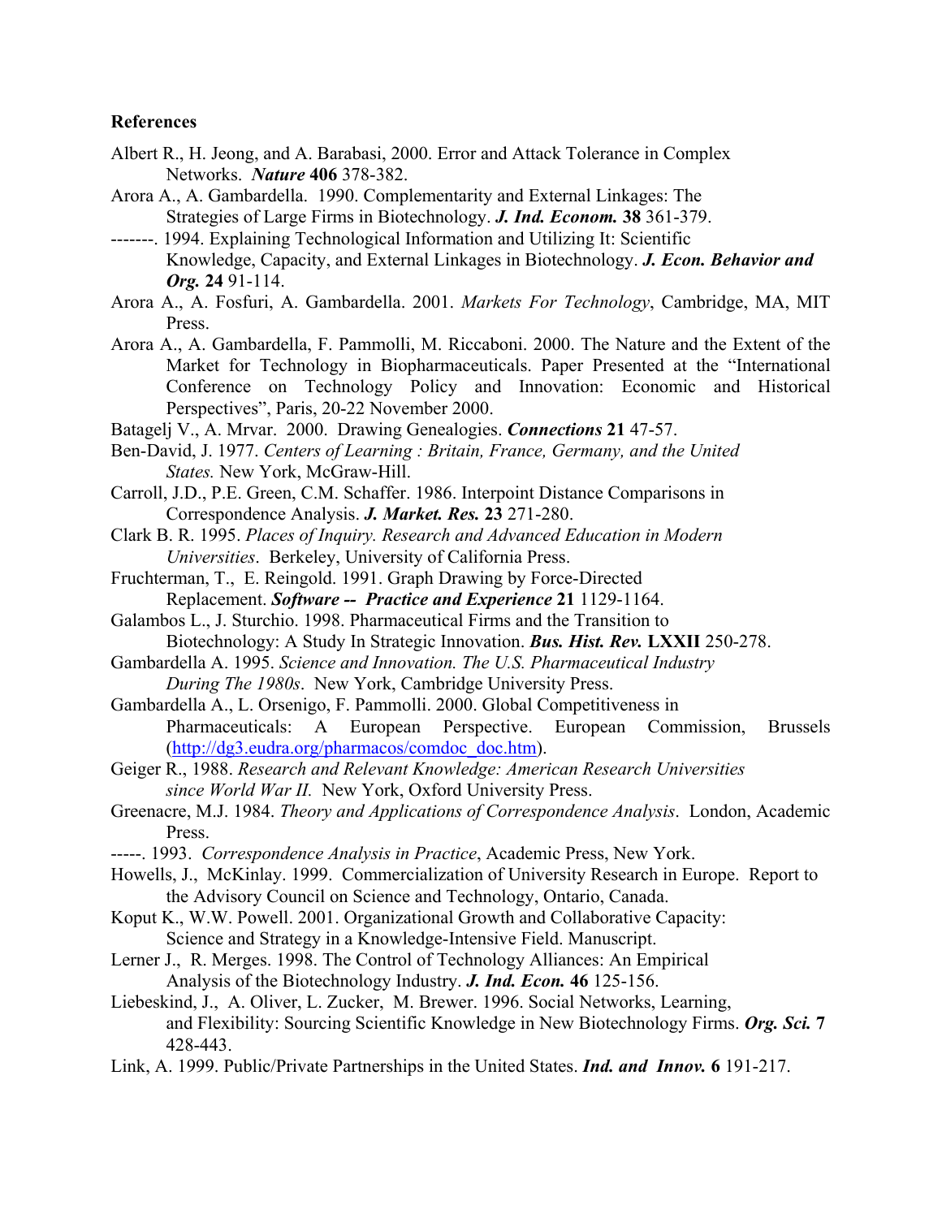**References**

Albert R., H. Jeong, and A. Barabasi, 2000. Error and Attack Tolerance in Complex Networks. ***Nature*** **406** 378-382.

Arora A., A. Gambardella. 1990. Complementarity and External Linkages: The Strategies of Large Firms in Biotechnology. ***J. Ind. Econom.*** **38** 361-379.

-------. 1994. Explaining Technological Information and Utilizing It: Scientific Knowledge, Capacity, and External Linkages in Biotechnology. ***J. Econ. Behavior and Org.*** **24** 91-114.

Arora A., A. Fosfuri, A. Gambardella. 2001. *Markets For Technology*, Cambridge, MA, MIT Press.

Arora A., A. Gambardella, F. Pammolli, M. Riccaboni. 2000. The Nature and the Extent of the Market for Technology in Biopharmaceuticals. Paper Presented at the "International Conference on Technology Policy and Innovation: Economic and Historical Perspectives", Paris, 20-22 November 2000.

Batagelj V., A. Mrvar. 2000. Drawing Genealogies. ***Connections*** **21** 47-57.

Ben-David, J. 1977. *Centers of Learning : Britain, France, Germany, and the United States.* New York, McGraw-Hill.

Carroll, J.D., P.E. Green, C.M. Schaffer. 1986. Interpoint Distance Comparisons in Correspondence Analysis. ***J. Market. Res.*** **23** 271-280.

Clark B. R. 1995. *Places of Inquiry. Research and Advanced Education in Modern Universities*. Berkeley, University of California Press.

Fruchterman, T., E. Reingold. 1991. Graph Drawing by Force-Directed Replacement. ***Software -- Practice and Experience*** **21** 1129-1164.

Galambos L., J. Sturchio. 1998. Pharmaceutical Firms and the Transition to Biotechnology: A Study In Strategic Innovation. ***Bus. Hist. Rev.*** **LXXII** 250-278.

Gambardella A. 1995. *Science and Innovation. The U.S. Pharmaceutical Industry During The 1980s*. New York, Cambridge University Press.

Gambardella A., L. Orsenigo, F. Pammolli. 2000. Global Competitiveness in Pharmaceuticals: A European Perspective. European Commission, Brussels (http://dg3.eudra.org/pharmacos/comdoc_doc.htm).

Geiger R., 1988. *Research and Relevant Knowledge: American Research Universities since World War II.* New York, Oxford University Press.

Greenacre, M.J. 1984. *Theory and Applications of Correspondence Analysis*. London, Academic Press.

-----. 1993. *Correspondence Analysis in Practice*, Academic Press, New York.

Howells, J., McKinlay. 1999. Commercialization of University Research in Europe. Report to the Advisory Council on Science and Technology, Ontario, Canada.

Koput K., W.W. Powell. 2001. Organizational Growth and Collaborative Capacity: Science and Strategy in a Knowledge-Intensive Field. Manuscript.

Lerner J., R. Merges. 1998. The Control of Technology Alliances: An Empirical Analysis of the Biotechnology Industry. ***J. Ind. Econ.*** **46** 125-156.

Liebeskind, J., A. Oliver, L. Zucker, M. Brewer. 1996. Social Networks, Learning, and Flexibility: Sourcing Scientific Knowledge in New Biotechnology Firms. ***Org. Sci.*** **7** 428-443.

Link, A. 1999. Public/Private Partnerships in the United States. ***Ind. and Innov.*** **6** 191-217.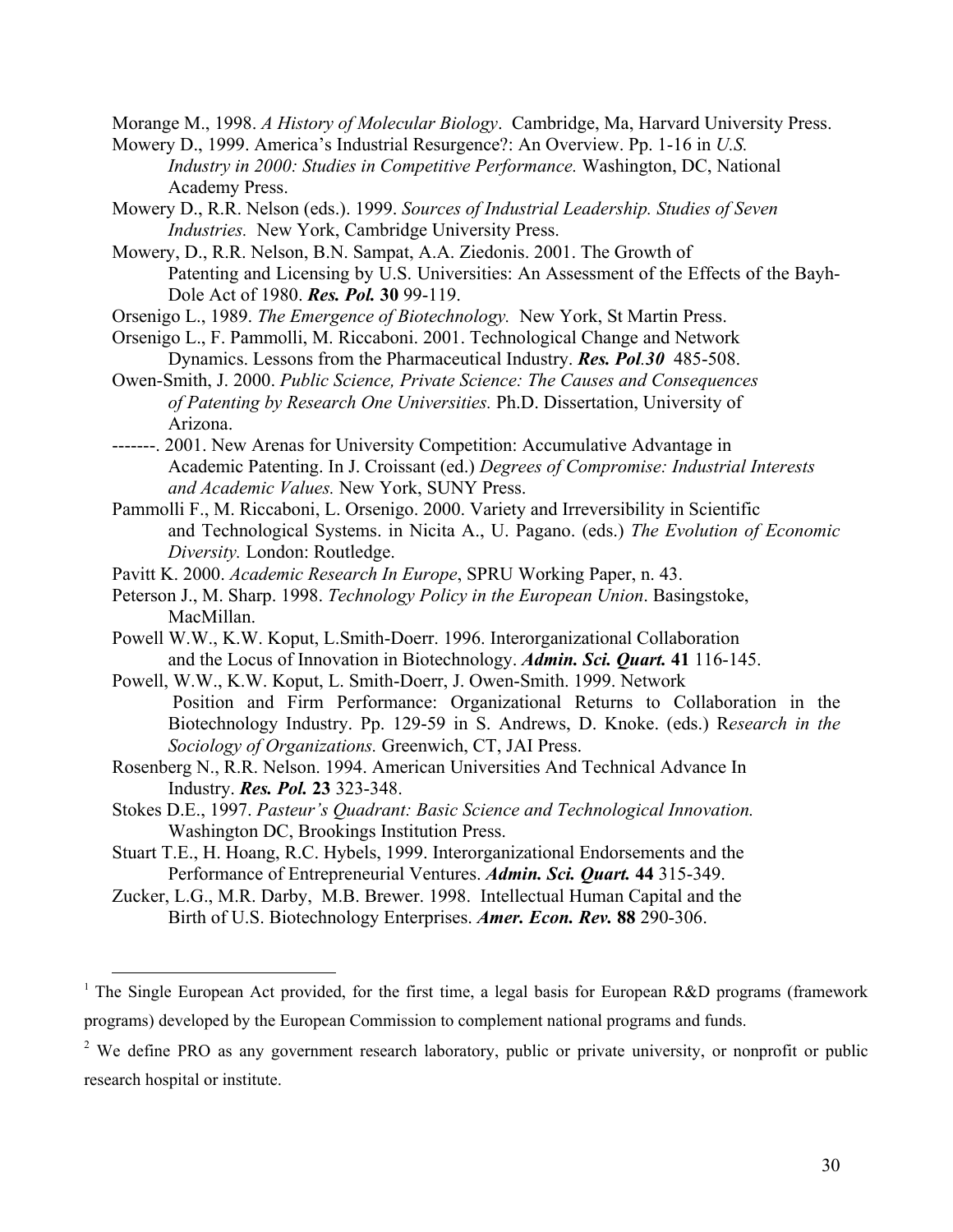Morange M., 1998. *A History of Molecular Biology*. Cambridge, Ma, Harvard University Press.

Mowery D., 1999. America's Industrial Resurgence?: An Overview. Pp. 1-16 in *U.S. Industry in 2000: Studies in Competitive Performance.* Washington, DC, National Academy Press.

Mowery D., R.R. Nelson (eds.). 1999. *Sources of Industrial Leadership. Studies of Seven Industries.* New York, Cambridge University Press.

Mowery, D., R.R. Nelson, B.N. Sampat, A.A. Ziedonis. 2001. The Growth of Patenting and Licensing by U.S. Universities: An Assessment of the Effects of the Bayh-Dole Act of 1980. ***Res. Pol.*** **30** 99-119.

Orsenigo L., 1989. *The Emergence of Biotechnology.* New York, St Martin Press.

Orsenigo L., F. Pammolli, M. Riccaboni. 2001. Technological Change and Network Dynamics. Lessons from the Pharmaceutical Industry. ***Res. Pol.30*** 485-508.

Owen-Smith, J. 2000. *Public Science, Private Science: The Causes and Consequences of Patenting by Research One Universities.* Ph.D. Dissertation, University of Arizona.

-------. 2001. New Arenas for University Competition: Accumulative Advantage in Academic Patenting. In J. Croissant (ed.) *Degrees of Compromise: Industrial Interests and Academic Values.* New York, SUNY Press.

Pammolli F., M. Riccaboni, L. Orsenigo. 2000. Variety and Irreversibility in Scientific and Technological Systems. in Nicita A., U. Pagano. (eds.) *The Evolution of Economic Diversity.* London: Routledge.

Pavitt K. 2000. *Academic Research In Europe*, SPRU Working Paper, n. 43.

Peterson J., M. Sharp. 1998. *Technology Policy in the European Union*. Basingstoke, MacMillan.

Powell W.W., K.W. Koput, L.Smith-Doerr. 1996. Interorganizational Collaboration and the Locus of Innovation in Biotechnology. ***Admin. Sci. Quart.*** **41** 116-145.

Powell, W.W., K.W. Koput, L. Smith-Doerr, J. Owen-Smith. 1999. Network Position and Firm Performance: Organizational Returns to Collaboration in the Biotechnology Industry. Pp. 129-59 in S. Andrews, D. Knoke. (eds.) R*esearch in the Sociology of Organizations.* Greenwich, CT, JAI Press.

Rosenberg N., R.R. Nelson. 1994. American Universities And Technical Advance In Industry. ***Res. Pol.*** **23** 323-348.

Stokes D.E., 1997. *Pasteur's Quadrant: Basic Science and Technological Innovation.* Washington DC, Brookings Institution Press.

Stuart T.E., H. Hoang, R.C. Hybels, 1999. Interorganizational Endorsements and the Performance of Entrepreneurial Ventures. ***Admin. Sci. Quart.*** **44** 315-349.

Zucker, L.G., M.R. Darby, M.B. Brewer. 1998. Intellectual Human Capital and the Birth of U.S. Biotechnology Enterprises. ***Amer. Econ. Rev.*** **88** 290-306.

---

[1] The Single European Act provided, for the first time, a legal basis for European R&D programs (framework programs) developed by the European Commission to complement national programs and funds.

[2] We define PRO as any government research laboratory, public or private university, or nonprofit or public research hospital or institute.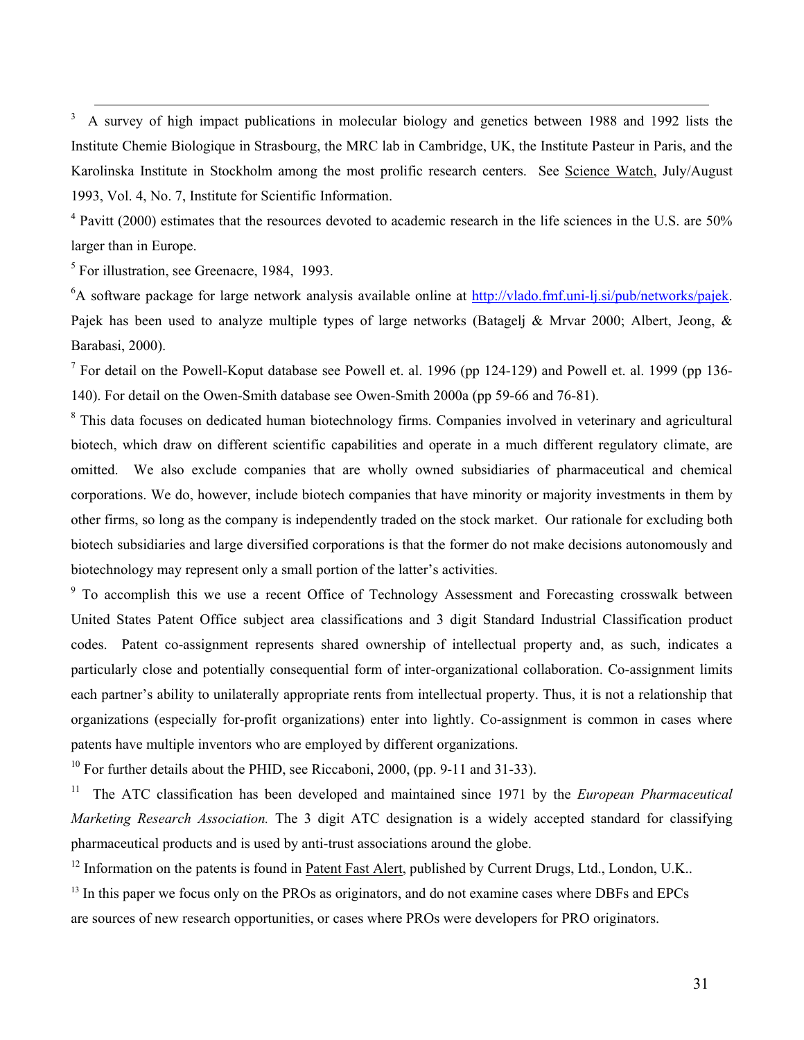[3] A survey of high impact publications in molecular biology and genetics between 1988 and 1992 lists the Institute Chemie Biologique in Strasbourg, the MRC lab in Cambridge, UK, the Institute Pasteur in Paris, and the Karolinska Institute in Stockholm among the most prolific research centers. See Science Watch, July/August 1993, Vol. 4, No. 7, Institute for Scientific Information.

[4] Pavitt (2000) estimates that the resources devoted to academic research in the life sciences in the U.S. are 50% larger than in Europe.

[5] For illustration, see Greenacre, 1984, 1993.

[6] A software package for large network analysis available online at http://vlado.fmf.uni-lj.si/pub/networks/pajek. Pajek has been used to analyze multiple types of large networks (Batagelj & Mrvar 2000; Albert, Jeong, & Barabasi, 2000).

[7] For detail on the Powell-Koput database see Powell et. al. 1996 (pp 124-129) and Powell et. al. 1999 (pp 136-140). For detail on the Owen-Smith database see Owen-Smith 2000a (pp 59-66 and 76-81).

[8] This data focuses on dedicated human biotechnology firms. Companies involved in veterinary and agricultural biotech, which draw on different scientific capabilities and operate in a much different regulatory climate, are omitted. We also exclude companies that are wholly owned subsidiaries of pharmaceutical and chemical corporations. We do, however, include biotech companies that have minority or majority investments in them by other firms, so long as the company is independently traded on the stock market. Our rationale for excluding both biotech subsidiaries and large diversified corporations is that the former do not make decisions autonomously and biotechnology may represent only a small portion of the latter's activities.

[9] To accomplish this we use a recent Office of Technology Assessment and Forecasting crosswalk between United States Patent Office subject area classifications and 3 digit Standard Industrial Classification product codes. Patent co-assignment represents shared ownership of intellectual property and, as such, indicates a particularly close and potentially consequential form of inter-organizational collaboration. Co-assignment limits each partner's ability to unilaterally appropriate rents from intellectual property. Thus, it is not a relationship that organizations (especially for-profit organizations) enter into lightly. Co-assignment is common in cases where patents have multiple inventors who are employed by different organizations.

[10] For further details about the PHID, see Riccaboni, 2000, (pp. 9-11 and 31-33).

[11] The ATC classification has been developed and maintained since 1971 by the *European Pharmaceutical Marketing Research Association.* The 3 digit ATC designation is a widely accepted standard for classifying pharmaceutical products and is used by anti-trust associations around the globe.

[12] Information on the patents is found in Patent Fast Alert, published by Current Drugs, Ltd., London, U.K..

[13] In this paper we focus only on the PROs as originators, and do not examine cases where DBFs and EPCs are sources of new research opportunities, or cases where PROs were developers for PRO originators.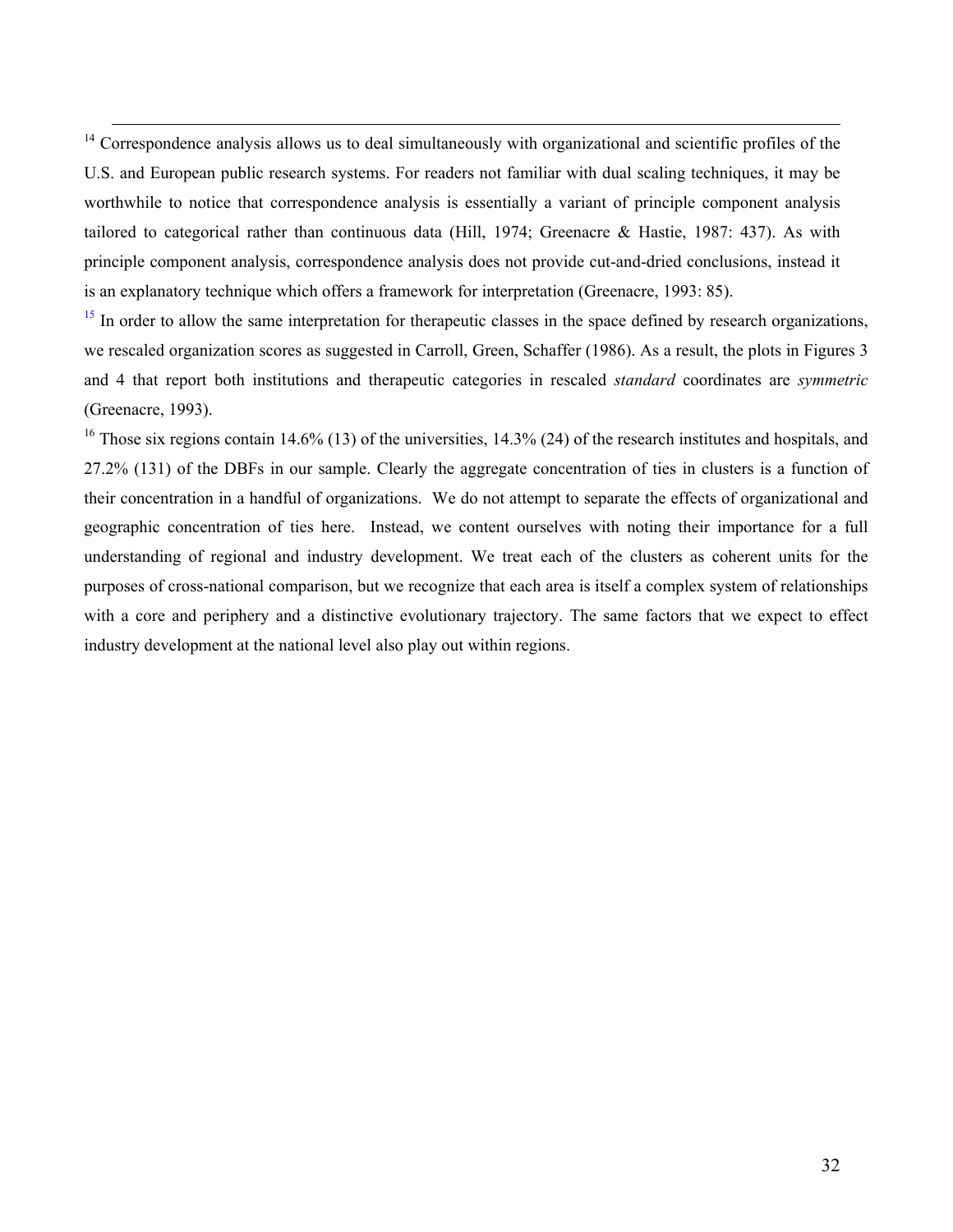[14] Correspondence analysis allows us to deal simultaneously with organizational and scientific profiles of the U.S. and European public research systems. For readers not familiar with dual scaling techniques, it may be worthwhile to notice that correspondence analysis is essentially a variant of principle component analysis tailored to categorical rather than continuous data (Hill, 1974; Greenacre & Hastie, 1987: 437). As with principle component analysis, correspondence analysis does not provide cut-and-dried conclusions, instead it is an explanatory technique which offers a framework for interpretation (Greenacre, 1993: 85).

[15] In order to allow the same interpretation for therapeutic classes in the space defined by research organizations, we rescaled organization scores as suggested in Carroll, Green, Schaffer (1986). As a result, the plots in Figures 3 and 4 that report both institutions and therapeutic categories in rescaled *standard* coordinates are *symmetric* (Greenacre, 1993).

[16] Those six regions contain 14.6% (13) of the universities, 14.3% (24) of the research institutes and hospitals, and 27.2% (131) of the DBFs in our sample. Clearly the aggregate concentration of ties in clusters is a function of their concentration in a handful of organizations. We do not attempt to separate the effects of organizational and geographic concentration of ties here. Instead, we content ourselves with noting their importance for a full understanding of regional and industry development. We treat each of the clusters as coherent units for the purposes of cross-national comparison, but we recognize that each area is itself a complex system of relationships with a core and periphery and a distinctive evolutionary trajectory. The same factors that we expect to effect industry development at the national level also play out within regions.